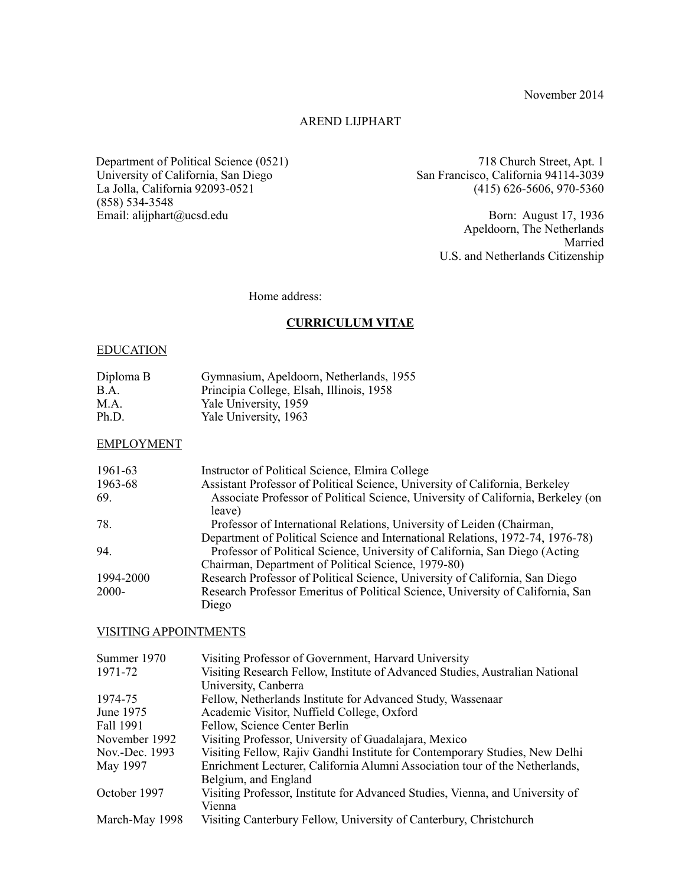November 2014

AREND LIJPHART

Department of Political Science (0521)
University of California, San Diego
La Jolla, California 92093-0521
(858) 534-3548
Email: alijphart@ucsd.edu

Home address:

718 Church Street, Apt. 1
San Francisco, California 94114-3039
(415) 626-5606, 970-5360

Born: August 17, 1936
Apeldoorn, The Netherlands
Married
U.S. and Netherlands Citizenship

# CURRICULUM VITAE

## EDUCATION

| | |
|---|---|
| Diploma B | Gymnasium, Apeldoorn, Netherlands, 1955 |
| B.A. | Principia College, Elsah, Illinois, 1958 |
| M.A. | Yale University, 1959 |
| Ph.D. | Yale University, 1963 |

## EMPLOYMENT

| | |
|---|---|
| 1961-63 | Instructor of Political Science, Elmira College |
| 1963-68 | Assistant Professor of Political Science, University of California, Berkeley |
| 69. | Associate Professor of Political Science, University of California, Berkeley (on leave) |
| 78. | Professor of International Relations, University of Leiden (Chairman, Department of Political Science and International Relations, 1972-74, 1976-78) |
| 94. | Professor of Political Science, University of California, San Diego (Acting Chairman, Department of Political Science, 1979-80) |
| 1994-2000 | Research Professor of Political Science, University of California, San Diego |
| 2000- | Research Professor Emeritus of Political Science, University of California, San Diego |

## VISITING APPOINTMENTS

| | |
|---|---|
| Summer 1970 | Visiting Professor of Government, Harvard University |
| 1971-72 | Visiting Research Fellow, Institute of Advanced Studies, Australian National University, Canberra |
| 1974-75 | Fellow, Netherlands Institute for Advanced Study, Wassenaar |
| June 1975 | Academic Visitor, Nuffield College, Oxford |
| Fall 1991 | Fellow, Science Center Berlin |
| November 1992 | Visiting Professor, University of Guadalajara, Mexico |
| Nov.-Dec. 1993 | Visiting Fellow, Rajiv Gandhi Institute for Contemporary Studies, New Delhi |
| May 1997 | Enrichment Lecturer, California Alumni Association tour of the Netherlands, Belgium, and England |
| October 1997 | Visiting Professor, Institute for Advanced Studies, Vienna, and University of Vienna |
| March-May 1998 | Visiting Canterbury Fellow, University of Canterbury, Christchurch |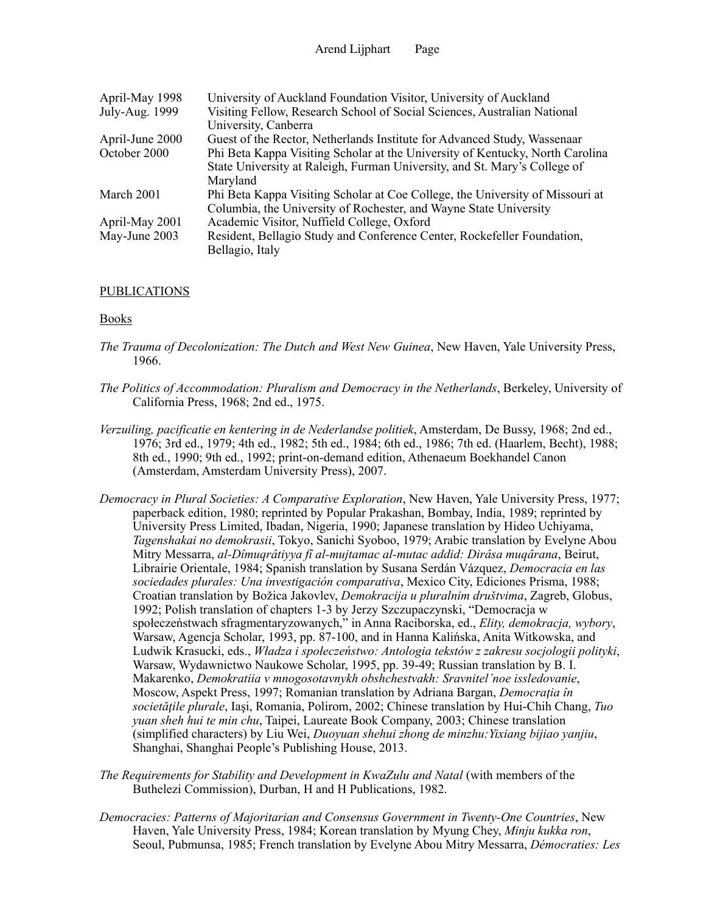| | |
|---|---|
| April-May 1998 | University of Auckland Foundation Visitor, University of Auckland |
| July-Aug. 1999 | Visiting Fellow, Research School of Social Sciences, Australian National University, Canberra |
| April-June 2000 | Guest of the Rector, Netherlands Institute for Advanced Study, Wassenaar |
| October 2000 | Phi Beta Kappa Visiting Scholar at the University of Kentucky, North Carolina State University at Raleigh, Furman University, and St. Mary's College of Maryland |
| March 2001 | Phi Beta Kappa Visiting Scholar at Coe College, the University of Missouri at Columbia, the University of Rochester, and Wayne State University |
| April-May 2001 | Academic Visitor, Nuffield College, Oxford |
| May-June 2003 | Resident, Bellagio Study and Conference Center, Rockefeller Foundation, Bellagio, Italy |

## PUBLICATIONS

### Books

*The Trauma of Decolonization: The Dutch and West New Guinea*, New Haven, Yale University Press, 1966.

*The Politics of Accommodation: Pluralism and Democracy in the Netherlands*, Berkeley, University of California Press, 1968; 2nd ed., 1975.

*Verzuiling, pacificatie en kentering in de Nederlandse politiek*, Amsterdam, De Bussy, 1968; 2nd ed., 1976; 3rd ed., 1979; 4th ed., 1982; 5th ed., 1984; 6th ed., 1986; 7th ed. (Haarlem, Becht), 1988; 8th ed., 1990; 9th ed., 1992; print-on-demand edition, Athenaeum Boekhandel Canon (Amsterdam, Amsterdam University Press), 2007.

*Democracy in Plural Societies: A Comparative Exploration*, New Haven, Yale University Press, 1977; paperback edition, 1980; reprinted by Popular Prakashan, Bombay, India, 1989; reprinted by University Press Limited, Ibadan, Nigeria, 1990; Japanese translation by Hideo Uchiyama, *Tagenshakai no demokrasii*, Tokyo, Sanichi Syoboo, 1979; Arabic translation by Evelyne Abou Mitry Messarra, *al-Dîmuqrâtiyya fî al-mujtamac al-mutac addid: Dirâsa muqârana*, Beirut, Librairie Orientale, 1984; Spanish translation by Susana Serdán Vázquez, *Democracia en las sociedades plurales: Una investigación comparativa*, Mexico City, Ediciones Prisma, 1988; Croatian translation by Božica Jakovlev, *Demokracija u pluralnim društvima*, Zagreb, Globus, 1992; Polish translation of chapters 1-3 by Jerzy Szczupaczynski, "Democracja w społeczeństwach sfragmentaryzowanych," in Anna Raciborska, ed., *Elity, demokracja, wybory*, Warsaw, Agencja Scholar, 1993, pp. 87-100, and in Hanna Kalińska, Anita Witkowska, and Ludwik Krasucki, eds., *Władza i społeczeństwo: Antologia tekstów z zakresu socjologii polityki*, Warsaw, Wydawnictwo Naukowe Scholar, 1995, pp. 39-49; Russian translation by B. I. Makarenko, *Demokratiia v mnogosotavnykh obshchestvakh: Sravnitel'noe issledovanie*, Moscow, Aspekt Press, 1997; Romanian translation by Adriana Bargan, *Democrația în societățile plurale*, Iaşi, Romania, Polirom, 2002; Chinese translation by Hui-Chih Chang, *Tuo yuan sheh hui te min chu*, Taipei, Laureate Book Company, 2003; Chinese translation (simplified characters) by Liu Wei, *Duoyuan shehui zhong de minzhu:Yixiang bijiao yanjiu*, Shanghai, Shanghai People's Publishing House, 2013.

*The Requirements for Stability and Development in KwaZulu and Natal* (with members of the Buthelezi Commission), Durban, H and H Publications, 1982.

*Democracies: Patterns of Majoritarian and Consensus Government in Twenty-One Countries*, New Haven, Yale University Press, 1984; Korean translation by Myung Chey, *Minju kukka ron*, Seoul, Pubmunsa, 1985; French translation by Evelyne Abou Mitry Messarra, *Démocraties: Les*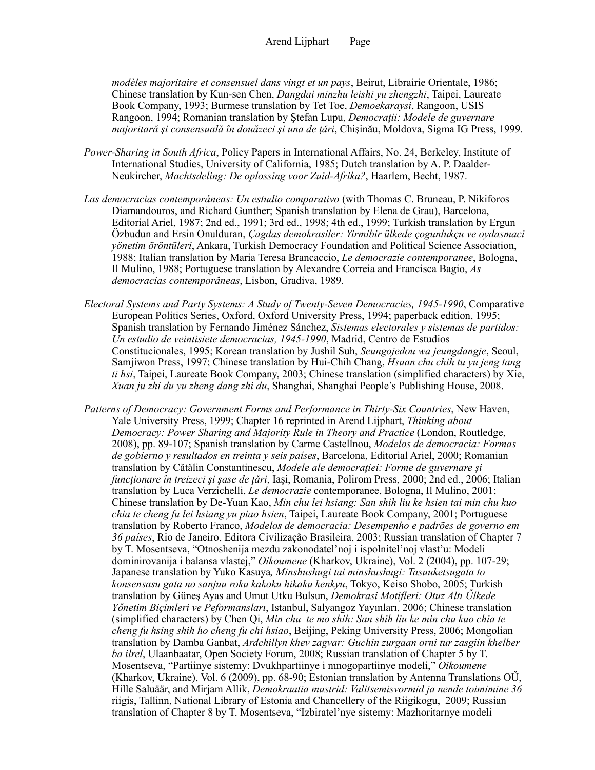*modèles majoritaire et consensuel dans vingt et un pays*, Beirut, Librairie Orientale, 1986; Chinese translation by Kun-sen Chen, *Dangdai minzhu leishi yu zhengzhi*, Taipei, Laureate Book Company, 1993; Burmese translation by Tet Toe, *Demoekaraysi*, Rangoon, USIS Rangoon, 1994; Romanian translation by Ştefan Lupu, *Democraţii: Modele de guvernare majoritară şi consensuală în douăzeci şi una de ţări*, Chişinău, Moldova, Sigma IG Press, 1999.

*Power-Sharing in South Africa*, Policy Papers in International Affairs, No. 24, Berkeley, Institute of International Studies, University of California, 1985; Dutch translation by A. P. Daalder-Neukircher, *Machtsdeling: De oplossing voor Zuid-Afrika?*, Haarlem, Becht, 1987.

*Las democracias contemporáneas: Un estudio comparativo* (with Thomas C. Bruneau, P. Nikiforos Diamandouros, and Richard Gunther; Spanish translation by Elena de Grau), Barcelona, Editorial Ariel, 1987; 2nd ed., 1991; 3rd ed., 1998; 4th ed., 1999; Turkish translation by Ergun Özbudun and Ersin Onulduran, *Çagdas demokrasiler: Yirmibir ülkede çogunlukçu ve oydasmaci yönetim öröntüleri*, Ankara, Turkish Democracy Foundation and Political Science Association, 1988; Italian translation by Maria Teresa Brancaccio, *Le democrazie contemporanee*, Bologna, Il Mulino, 1988; Portuguese translation by Alexandre Correia and Francisca Bagio, *As democracias contemporâneas*, Lisbon, Gradiva, 1989.

*Electoral Systems and Party Systems: A Study of Twenty-Seven Democracies, 1945-1990*, Comparative European Politics Series, Oxford, Oxford University Press, 1994; paperback edition, 1995; Spanish translation by Fernando Jiménez Sánchez, *Sistemas electorales y sistemas de partidos: Un estudio de veintisiete democracias, 1945-1990*, Madrid, Centro de Estudios Constitucionales, 1995; Korean translation by Jushil Suh, *Seungojedou wa jeungdangje*, Seoul, Samjiwon Press, 1997; Chinese translation by Hui-Chih Chang, *Hsuan chu chih tu yu jeng tang ti hsi*, Taipei, Laureate Book Company, 2003; Chinese translation (simplified characters) by Xie, *Xuan ju zhi du yu zheng dang zhi du*, Shanghai, Shanghai People's Publishing House, 2008.

*Patterns of Democracy: Government Forms and Performance in Thirty-Six Countries*, New Haven, Yale University Press, 1999; Chapter 16 reprinted in Arend Lijphart, *Thinking about Democracy: Power Sharing and Majority Rule in Theory and Practice* (London, Routledge, 2008), pp. 89-107; Spanish translation by Carme Castellnou, *Modelos de democracia: Formas de gobierno y resultados en treinta y seis países*, Barcelona, Editorial Ariel, 2000; Romanian translation by Cătălin Constantinescu, *Modele ale democraţiei: Forme de guvernare şi funcţionare în treizeci şi şase de ţări*, Iaşi, Romania, Polirom Press, 2000; 2nd ed., 2006; Italian translation by Luca Verzichelli, *Le democrazie* contemporanee, Bologna, Il Mulino, 2001; Chinese translation by De-Yuan Kao, *Min chu lei hsiang: San shih liu ke hsien tai min chu kuo chia te cheng fu lei hsiang yu piao hsien*, Taipei, Laureate Book Company, 2001; Portuguese translation by Roberto Franco, *Modelos de democracia: Desempenho e padrões de governo em 36 países*, Rio de Janeiro, Editora Civilização Brasileira, 2003; Russian translation of Chapter 7 by T. Mosentseva, "Otnoshenija mezdu zakonodatel'noj i ispolnitel'noj vlast'u: Modeli dominirovanija i balansa vlastej," *Oikoumene* (Kharkov, Ukraine), Vol. 2 (2004), pp. 107-29; Japanese translation by Yuko Kasuya*, Minshushugi tai minshushugi: Tasuuketsugata to konsensasu gata no sanjuu roku kakoku hikaku kenkyu*, Tokyo, Keiso Shobo, 2005; Turkish translation by Güneş Ayas and Umut Utku Bulsun, *Demokrasi Motifleri: Otuz Altı Űlkede Yőnetim Biçimleri ve Peformansları*, Istanbul, Salyangoz Yayınları, 2006; Chinese translation (simplified characters) by Chen Qi, *Min chu te mo shih: San shih liu ke min chu kuo chia te cheng fu hsing shih ho cheng fu chi hsiao*, Beijing, Peking University Press, 2006; Mongolian translation by Damba Ganbat, *Ardchillyn khev zagvar: Guchin zurgaan orni tur zasgiin khelber ba ilrel*, Ulaanbaatar, Open Society Forum, 2008; Russian translation of Chapter 5 by T. Mosentseva, "Partiinye sistemy: Dvukhpartiinye i mnogopartiinye modeli," *Oikoumene* (Kharkov, Ukraine), Vol. 6 (2009), pp. 68-90; Estonian translation by Antenna Translations OŰ, Hille Saluäär, and Mirjam Allik, *Demokraatia mustrid: Valitsemisvormid ja nende toimimine 36* riigis, Tallinn, National Library of Estonia and Chancellery of the Riigikogu, 2009; Russian translation of Chapter 8 by T. Mosentseva, "Izbiratel'nye sistemy: Mazhoritarnye modeli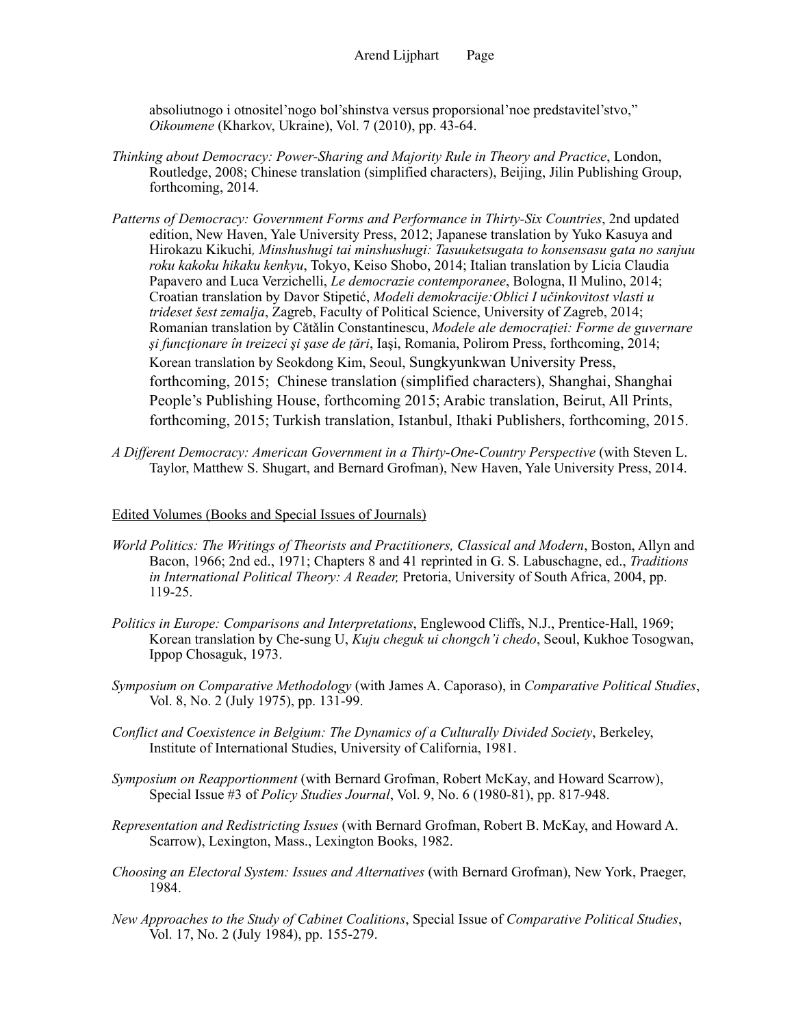absoliutnogo i otnositel'nogo bol'shinstva versus proporsional'noe predstavitel'stvo," *Oikoumene* (Kharkov, Ukraine), Vol. 7 (2010), pp. 43-64.

*Thinking about Democracy: Power-Sharing and Majority Rule in Theory and Practice*, London, Routledge, 2008; Chinese translation (simplified characters), Beijing, Jilin Publishing Group, forthcoming, 2014.

*Patterns of Democracy: Government Forms and Performance in Thirty-Six Countries*, 2nd updated edition, New Haven, Yale University Press, 2012; Japanese translation by Yuko Kasuya and Hirokazu Kikuchi*, Minshushugi tai minshushugi: Tasuuketsugata to konsensasu gata no sanjuu roku kakoku hikaku kenkyu*, Tokyo, Keiso Shobo, 2014; Italian translation by Licia Claudia Papavero and Luca Verzichelli, *Le democrazie contemporanee*, Bologna, Il Mulino, 2014; Croatian translation by Davor Stipetić, *Modeli demokracije:Oblici I učinkovitost vlasti u trideset šest zemalja*, Zagreb, Faculty of Political Science, University of Zagreb, 2014; Romanian translation by Cătălin Constantinescu, *Modele ale democraţiei: Forme de guvernare şi funcţionare în treizeci şi şase de ţări*, Iaşi, Romania, Polirom Press, forthcoming, 2014; Korean translation by Seokdong Kim, Seoul, Sungkyunkwan University Press, forthcoming, 2015; Chinese translation (simplified characters), Shanghai, Shanghai People's Publishing House, forthcoming 2015; Arabic translation, Beirut, All Prints, forthcoming, 2015; Turkish translation, Istanbul, Ithaki Publishers, forthcoming, 2015.

*A Different Democracy: American Government in a Thirty-One-Country Perspective* (with Steven L. Taylor, Matthew S. Shugart, and Bernard Grofman), New Haven, Yale University Press, 2014.

Edited Volumes (Books and Special Issues of Journals)

*World Politics: The Writings of Theorists and Practitioners, Classical and Modern*, Boston, Allyn and Bacon, 1966; 2nd ed., 1971; Chapters 8 and 41 reprinted in G. S. Labuschagne, ed., *Traditions in International Political Theory: A Reader,* Pretoria, University of South Africa, 2004, pp. 119-25.

*Politics in Europe: Comparisons and Interpretations*, Englewood Cliffs, N.J., Prentice-Hall, 1969; Korean translation by Che-sung U, *Kuju cheguk ui chongch'i chedo*, Seoul, Kukhoe Tosogwan, Ippop Chosaguk, 1973.

*Symposium on Comparative Methodology* (with James A. Caporaso), in *Comparative Political Studies*, Vol. 8, No. 2 (July 1975), pp. 131-99.

*Conflict and Coexistence in Belgium: The Dynamics of a Culturally Divided Society*, Berkeley, Institute of International Studies, University of California, 1981.

*Symposium on Reapportionment* (with Bernard Grofman, Robert McKay, and Howard Scarrow), Special Issue #3 of *Policy Studies Journal*, Vol. 9, No. 6 (1980-81), pp. 817-948.

*Representation and Redistricting Issues* (with Bernard Grofman, Robert B. McKay, and Howard A. Scarrow), Lexington, Mass., Lexington Books, 1982.

*Choosing an Electoral System: Issues and Alternatives* (with Bernard Grofman), New York, Praeger, 1984.

*New Approaches to the Study of Cabinet Coalitions*, Special Issue of *Comparative Political Studies*, Vol. 17, No. 2 (July 1984), pp. 155-279.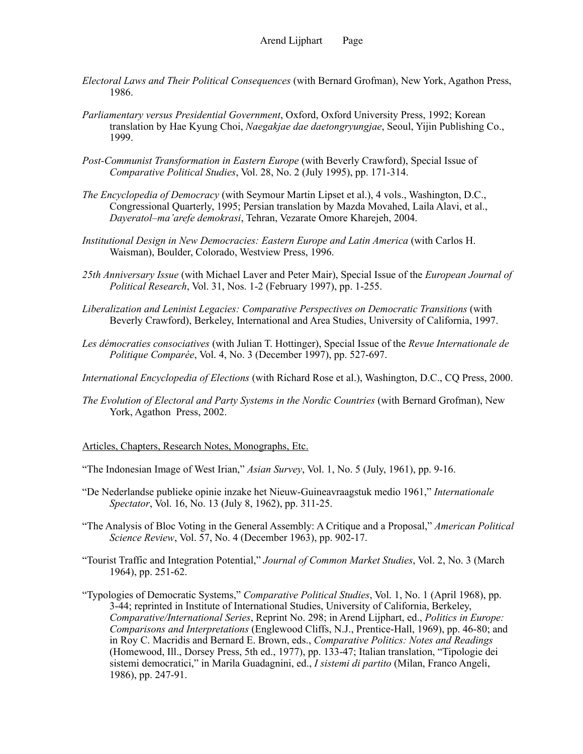*Electoral Laws and Their Political Consequences* (with Bernard Grofman), New York, Agathon Press, 1986.

*Parliamentary versus Presidential Government*, Oxford, Oxford University Press, 1992; Korean translation by Hae Kyung Choi, *Naegakjae dae daetongryungjae*, Seoul, Yijin Publishing Co., 1999.

*Post-Communist Transformation in Eastern Europe* (with Beverly Crawford), Special Issue of *Comparative Political Studies*, Vol. 28, No. 2 (July 1995), pp. 171-314.

*The Encyclopedia of Democracy* (with Seymour Martin Lipset et al.), 4 vols., Washington, D.C., Congressional Quarterly, 1995; Persian translation by Mazda Movahed, Laila Alavi, et al., *Dayeratol–ma'arefe demokrasi*, Tehran, Vezarate Omore Kharejeh, 2004.

*Institutional Design in New Democracies: Eastern Europe and Latin America* (with Carlos H. Waisman), Boulder, Colorado, Westview Press, 1996.

*25th Anniversary Issue* (with Michael Laver and Peter Mair), Special Issue of the *European Journal of Political Research*, Vol. 31, Nos. 1-2 (February 1997), pp. 1-255.

*Liberalization and Leninist Legacies: Comparative Perspectives on Democratic Transitions* (with Beverly Crawford), Berkeley, International and Area Studies, University of California, 1997.

*Les démocraties consociatives* (with Julian T. Hottinger), Special Issue of the *Revue Internationale de Politique Comparée*, Vol. 4, No. 3 (December 1997), pp. 527-697.

*International Encyclopedia of Elections* (with Richard Rose et al.), Washington, D.C., CQ Press, 2000.

*The Evolution of Electoral and Party Systems in the Nordic Countries* (with Bernard Grofman), New York, Agathon Press, 2002.

## Articles, Chapters, Research Notes, Monographs, Etc.

"The Indonesian Image of West Irian," *Asian Survey*, Vol. 1, No. 5 (July, 1961), pp. 9-16.

"De Nederlandse publieke opinie inzake het Nieuw-Guineavraagstuk medio 1961," *Internationale Spectator*, Vol. 16, No. 13 (July 8, 1962), pp. 311-25.

"The Analysis of Bloc Voting in the General Assembly: A Critique and a Proposal," *American Political Science Review*, Vol. 57, No. 4 (December 1963), pp. 902-17.

"Tourist Traffic and Integration Potential," *Journal of Common Market Studies*, Vol. 2, No. 3 (March 1964), pp. 251-62.

"Typologies of Democratic Systems," *Comparative Political Studies*, Vol. 1, No. 1 (April 1968), pp. 3-44; reprinted in Institute of International Studies, University of California, Berkeley, *Comparative/International Series*, Reprint No. 298; in Arend Lijphart, ed., *Politics in Europe: Comparisons and Interpretations* (Englewood Cliffs, N.J., Prentice-Hall, 1969), pp. 46-80; and in Roy C. Macridis and Bernard E. Brown, eds., *Comparative Politics: Notes and Readings* (Homewood, Ill., Dorsey Press, 5th ed., 1977), pp. 133-47; Italian translation, "Tipologie dei sistemi democratici," in Marila Guadagnini, ed., *I sistemi di partito* (Milan, Franco Angeli, 1986), pp. 247-91.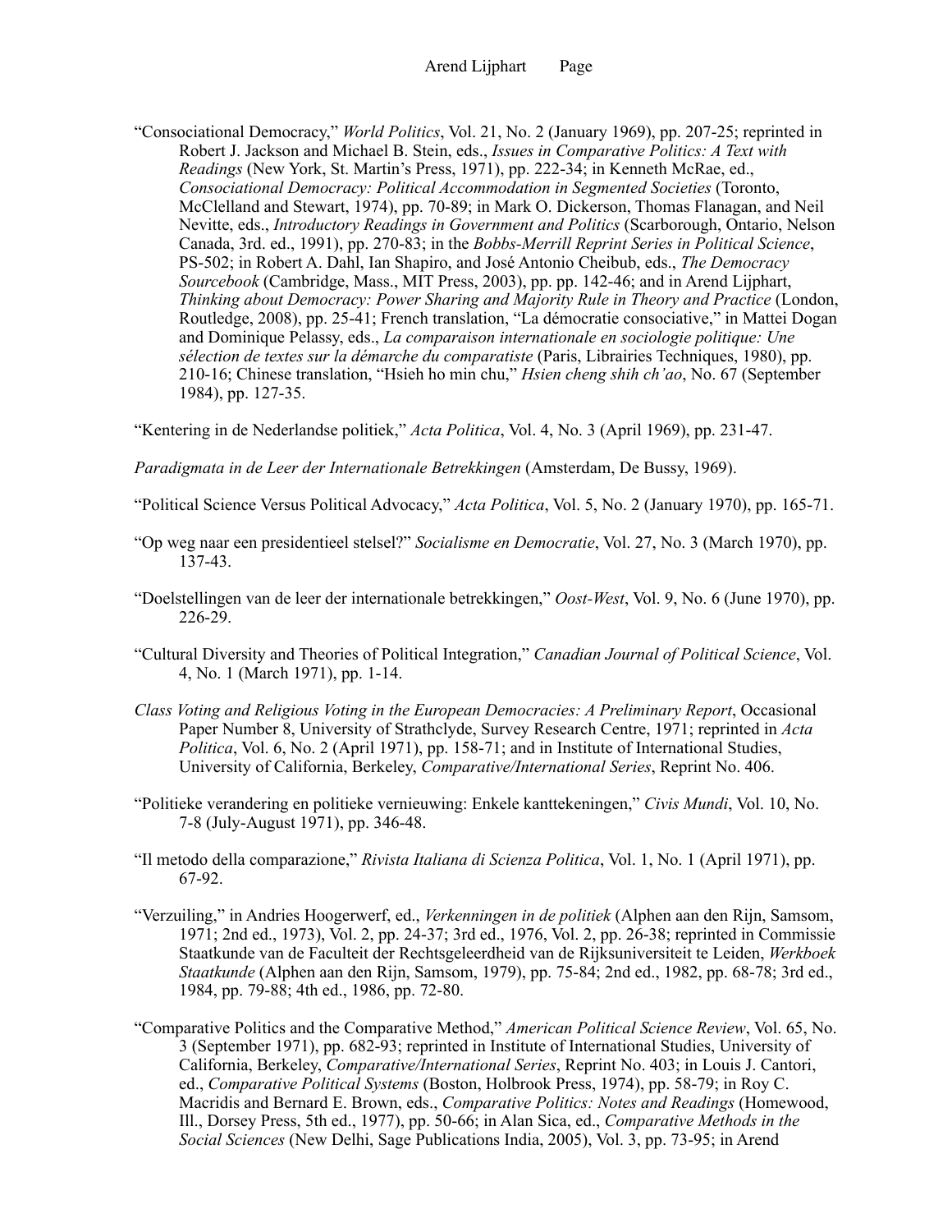"Consociational Democracy," *World Politics*, Vol. 21, No. 2 (January 1969), pp. 207-25; reprinted in Robert J. Jackson and Michael B. Stein, eds., *Issues in Comparative Politics: A Text with Readings* (New York, St. Martin's Press, 1971), pp. 222-34; in Kenneth McRae, ed., *Consociational Democracy: Political Accommodation in Segmented Societies* (Toronto, McClelland and Stewart, 1974), pp. 70-89; in Mark O. Dickerson, Thomas Flanagan, and Neil Nevitte, eds., *Introductory Readings in Government and Politics* (Scarborough, Ontario, Nelson Canada, 3rd. ed., 1991), pp. 270-83; in the *Bobbs-Merrill Reprint Series in Political Science*, PS-502; in Robert A. Dahl, Ian Shapiro, and José Antonio Cheibub, eds., *The Democracy Sourcebook* (Cambridge, Mass., MIT Press, 2003), pp. pp. 142-46; and in Arend Lijphart, *Thinking about Democracy: Power Sharing and Majority Rule in Theory and Practice* (London, Routledge, 2008), pp. 25-41; French translation, "La démocratie consociative," in Mattei Dogan and Dominique Pelassy, eds., *La comparaison internationale en sociologie politique: Une sélection de textes sur la démarche du comparatiste* (Paris, Librairies Techniques, 1980), pp. 210-16; Chinese translation, "Hsieh ho min chu," *Hsien cheng shih ch'ao*, No. 67 (September 1984), pp. 127-35.

"Kentering in de Nederlandse politiek," *Acta Politica*, Vol. 4, No. 3 (April 1969), pp. 231-47.

*Paradigmata in de Leer der Internationale Betrekkingen* (Amsterdam, De Bussy, 1969).

"Political Science Versus Political Advocacy," *Acta Politica*, Vol. 5, No. 2 (January 1970), pp. 165-71.

"Op weg naar een presidentieel stelsel?" *Socialisme en Democratie*, Vol. 27, No. 3 (March 1970), pp. 137-43.

"Doelstellingen van de leer der internationale betrekkingen," *Oost-West*, Vol. 9, No. 6 (June 1970), pp. 226-29.

"Cultural Diversity and Theories of Political Integration," *Canadian Journal of Political Science*, Vol. 4, No. 1 (March 1971), pp. 1-14.

*Class Voting and Religious Voting in the European Democracies: A Preliminary Report*, Occasional Paper Number 8, University of Strathclyde, Survey Research Centre, 1971; reprinted in *Acta Politica*, Vol. 6, No. 2 (April 1971), pp. 158-71; and in Institute of International Studies, University of California, Berkeley, *Comparative/International Series*, Reprint No. 406.

"Politieke verandering en politieke vernieuwing: Enkele kanttekeningen," *Civis Mundi*, Vol. 10, No. 7-8 (July-August 1971), pp. 346-48.

"Il metodo della comparazione," *Rivista Italiana di Scienza Politica*, Vol. 1, No. 1 (April 1971), pp. 67-92.

"Verzuiling," in Andries Hoogerwerf, ed., *Verkenningen in de politiek* (Alphen aan den Rijn, Samsom, 1971; 2nd ed., 1973), Vol. 2, pp. 24-37; 3rd ed., 1976, Vol. 2, pp. 26-38; reprinted in Commissie Staatkunde van de Faculteit der Rechtsgeleerdheid van de Rijksuniversiteit te Leiden, *Werkboek Staatkunde* (Alphen aan den Rijn, Samsom, 1979), pp. 75-84; 2nd ed., 1982, pp. 68-78; 3rd ed., 1984, pp. 79-88; 4th ed., 1986, pp. 72-80.

"Comparative Politics and the Comparative Method," *American Political Science Review*, Vol. 65, No. 3 (September 1971), pp. 682-93; reprinted in Institute of International Studies, University of California, Berkeley, *Comparative/International Series*, Reprint No. 403; in Louis J. Cantori, ed., *Comparative Political Systems* (Boston, Holbrook Press, 1974), pp. 58-79; in Roy C. Macridis and Bernard E. Brown, eds., *Comparative Politics: Notes and Readings* (Homewood, Ill., Dorsey Press, 5th ed., 1977), pp. 50-66; in Alan Sica, ed., *Comparative Methods in the Social Sciences* (New Delhi, Sage Publications India, 2005), Vol. 3, pp. 73-95; in Arend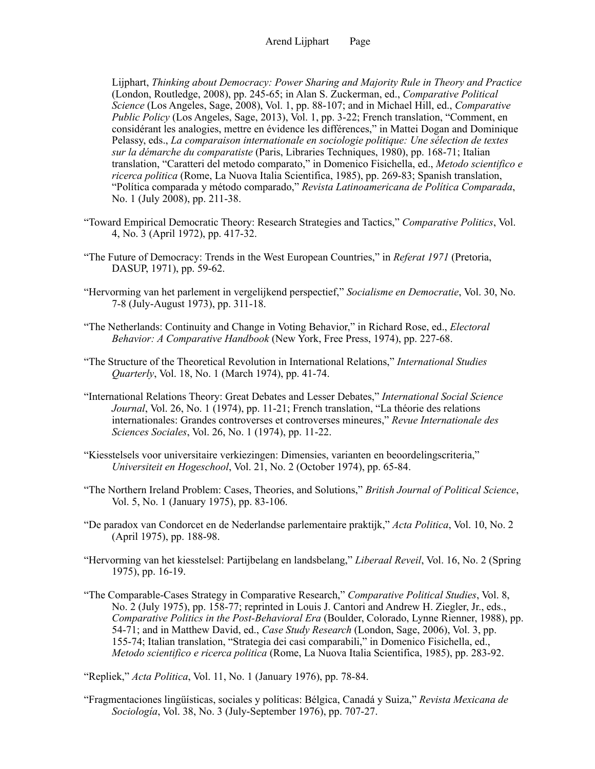Lijphart, *Thinking about Democracy: Power Sharing and Majority Rule in Theory and Practice* (London, Routledge, 2008), pp. 245-65; in Alan S. Zuckerman, ed., *Comparative Political Science* (Los Angeles, Sage, 2008), Vol. 1, pp. 88-107; and in Michael Hill, ed., *Comparative Public Policy* (Los Angeles, Sage, 2013), Vol. 1, pp. 3-22; French translation, "Comment, en considérant les analogies, mettre en évidence les différences," in Mattei Dogan and Dominique Pelassy, eds., *La comparaison internationale en sociologie politique: Une sélection de textes sur la démarche du comparatiste* (Paris, Libraries Techniques, 1980), pp. 168-71; Italian translation, "Caratteri del metodo comparato," in Domenico Fisichella, ed., *Metodo scientifico e ricerca politica* (Rome, La Nuova Italia Scientifica, 1985), pp. 269-83; Spanish translation, "Política comparada y método comparado," *Revista Latinoamericana de Política Comparada*, No. 1 (July 2008), pp. 211-38.

"Toward Empirical Democratic Theory: Research Strategies and Tactics," *Comparative Politics*, Vol. 4, No. 3 (April 1972), pp. 417-32.

"The Future of Democracy: Trends in the West European Countries," in *Referat 1971* (Pretoria, DASUP, 1971), pp. 59-62.

"Hervorming van het parlement in vergelijkend perspectief," *Socialisme en Democratie*, Vol. 30, No. 7-8 (July-August 1973), pp. 311-18.

"The Netherlands: Continuity and Change in Voting Behavior," in Richard Rose, ed., *Electoral Behavior: A Comparative Handbook* (New York, Free Press, 1974), pp. 227-68.

"The Structure of the Theoretical Revolution in International Relations," *International Studies Quarterly*, Vol. 18, No. 1 (March 1974), pp. 41-74.

"International Relations Theory: Great Debates and Lesser Debates," *International Social Science Journal*, Vol. 26, No. 1 (1974), pp. 11-21; French translation, "La théorie des relations internationales: Grandes controverses et controverses mineures," *Revue Internationale des Sciences Sociales*, Vol. 26, No. 1 (1974), pp. 11-22.

"Kiesstelsels voor universitaire verkiezingen: Dimensies, varianten en beoordelingscriteria," *Universiteit en Hogeschool*, Vol. 21, No. 2 (October 1974), pp. 65-84.

"The Northern Ireland Problem: Cases, Theories, and Solutions," *British Journal of Political Science*, Vol. 5, No. 1 (January 1975), pp. 83-106.

"De paradox van Condorcet en de Nederlandse parlementaire praktijk," *Acta Politica*, Vol. 10, No. 2 (April 1975), pp. 188-98.

"Hervorming van het kiesstelsel: Partijbelang en landsbelang," *Liberaal Reveil*, Vol. 16, No. 2 (Spring 1975), pp. 16-19.

"The Comparable-Cases Strategy in Comparative Research," *Comparative Political Studies*, Vol. 8, No. 2 (July 1975), pp. 158-77; reprinted in Louis J. Cantori and Andrew H. Ziegler, Jr., eds., *Comparative Politics in the Post-Behavioral Era* (Boulder, Colorado, Lynne Rienner, 1988), pp. 54-71; and in Matthew David, ed., *Case Study Research* (London, Sage, 2006), Vol. 3, pp. 155-74; Italian translation, "Strategia dei casi comparabili," in Domenico Fisichella, ed., *Metodo scientifico e ricerca politica* (Rome, La Nuova Italia Scientifica, 1985), pp. 283-92.

"Repliek," *Acta Politica*, Vol. 11, No. 1 (January 1976), pp. 78-84.

"Fragmentaciones lingüísticas, sociales y políticas: Bélgica, Canadá y Suiza," *Revista Mexicana de Sociología*, Vol. 38, No. 3 (July-September 1976), pp. 707-27.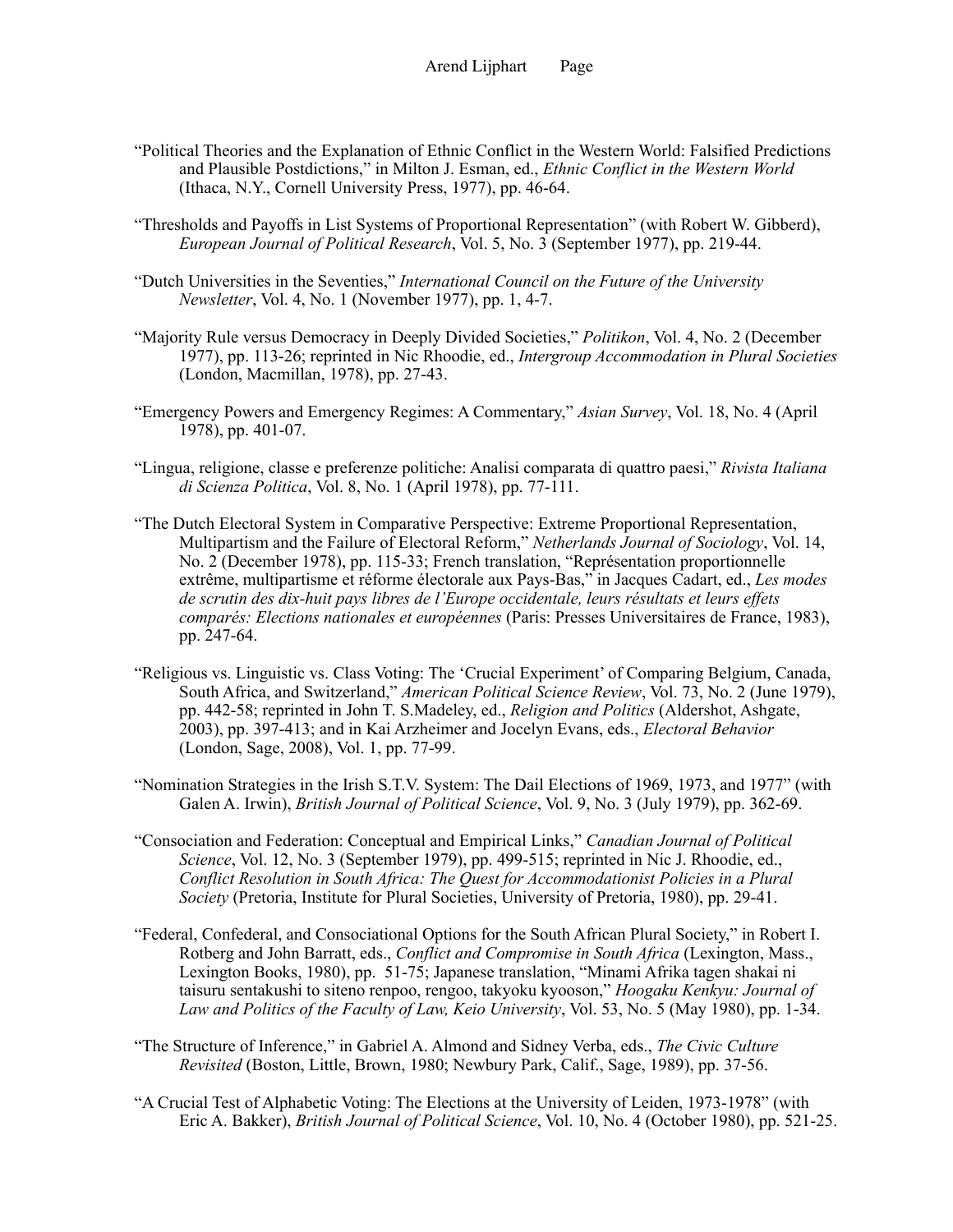"Political Theories and the Explanation of Ethnic Conflict in the Western World: Falsified Predictions and Plausible Postdictions," in Milton J. Esman, ed., *Ethnic Conflict in the Western World* (Ithaca, N.Y., Cornell University Press, 1977), pp. 46-64.

"Thresholds and Payoffs in List Systems of Proportional Representation" (with Robert W. Gibberd), *European Journal of Political Research*, Vol. 5, No. 3 (September 1977), pp. 219-44.

"Dutch Universities in the Seventies," *International Council on the Future of the University Newsletter*, Vol. 4, No. 1 (November 1977), pp. 1, 4-7.

"Majority Rule versus Democracy in Deeply Divided Societies," *Politikon*, Vol. 4, No. 2 (December 1977), pp. 113-26; reprinted in Nic Rhoodie, ed., *Intergroup Accommodation in Plural Societies* (London, Macmillan, 1978), pp. 27-43.

"Emergency Powers and Emergency Regimes: A Commentary," *Asian Survey*, Vol. 18, No. 4 (April 1978), pp. 401-07.

"Lingua, religione, classe e preferenze politiche: Analisi comparata di quattro paesi," *Rivista Italiana di Scienza Politica*, Vol. 8, No. 1 (April 1978), pp. 77-111.

"The Dutch Electoral System in Comparative Perspective: Extreme Proportional Representation, Multipartism and the Failure of Electoral Reform," *Netherlands Journal of Sociology*, Vol. 14, No. 2 (December 1978), pp. 115-33; French translation, "Représentation proportionnelle extrême, multipartisme et réforme électorale aux Pays-Bas," in Jacques Cadart, ed., *Les modes de scrutin des dix-huit pays libres de l'Europe occidentale, leurs résultats et leurs effets comparés: Elections nationales et européennes* (Paris: Presses Universitaires de France, 1983), pp. 247-64.

"Religious vs. Linguistic vs. Class Voting: The 'Crucial Experiment' of Comparing Belgium, Canada, South Africa, and Switzerland," *American Political Science Review*, Vol. 73, No. 2 (June 1979), pp. 442-58; reprinted in John T. S.Madeley, ed., *Religion and Politics* (Aldershot, Ashgate, 2003), pp. 397-413; and in Kai Arzheimer and Jocelyn Evans, eds., *Electoral Behavior* (London, Sage, 2008), Vol. 1, pp. 77-99.

"Nomination Strategies in the Irish S.T.V. System: The Dail Elections of 1969, 1973, and 1977" (with Galen A. Irwin), *British Journal of Political Science*, Vol. 9, No. 3 (July 1979), pp. 362-69.

"Consociation and Federation: Conceptual and Empirical Links," *Canadian Journal of Political Science*, Vol. 12, No. 3 (September 1979), pp. 499-515; reprinted in Nic J. Rhoodie, ed., *Conflict Resolution in South Africa: The Quest for Accommodationist Policies in a Plural Society* (Pretoria, Institute for Plural Societies, University of Pretoria, 1980), pp. 29-41.

"Federal, Confederal, and Consociational Options for the South African Plural Society," in Robert I. Rotberg and John Barratt, eds., *Conflict and Compromise in South Africa* (Lexington, Mass., Lexington Books, 1980), pp. 51-75; Japanese translation, "Minami Afrika tagen shakai ni taisuru sentakushi to siteno renpoo, rengoo, takyoku kyooson," *Hoogaku Kenkyu: Journal of Law and Politics of the Faculty of Law, Keio University*, Vol. 53, No. 5 (May 1980), pp. 1-34.

"The Structure of Inference," in Gabriel A. Almond and Sidney Verba, eds., *The Civic Culture Revisited* (Boston, Little, Brown, 1980; Newbury Park, Calif., Sage, 1989), pp. 37-56.

"A Crucial Test of Alphabetic Voting: The Elections at the University of Leiden, 1973-1978" (with Eric A. Bakker), *British Journal of Political Science*, Vol. 10, No. 4 (October 1980), pp. 521-25.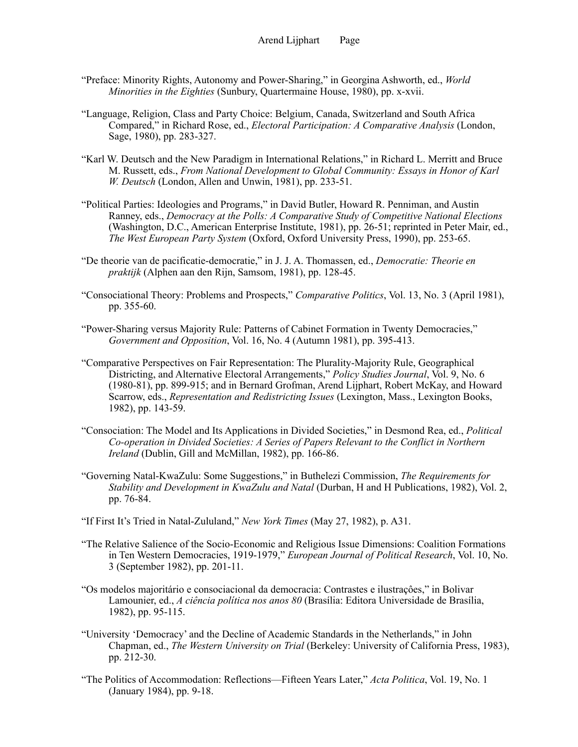"Preface: Minority Rights, Autonomy and Power-Sharing," in Georgina Ashworth, ed., *World Minorities in the Eighties* (Sunbury, Quartermaine House, 1980), pp. x-xvii.

"Language, Religion, Class and Party Choice: Belgium, Canada, Switzerland and South Africa Compared," in Richard Rose, ed., *Electoral Participation: A Comparative Analysis* (London, Sage, 1980), pp. 283-327.

"Karl W. Deutsch and the New Paradigm in International Relations," in Richard L. Merritt and Bruce M. Russett, eds., *From National Development to Global Community: Essays in Honor of Karl W. Deutsch* (London, Allen and Unwin, 1981), pp. 233-51.

"Political Parties: Ideologies and Programs," in David Butler, Howard R. Penniman, and Austin Ranney, eds., *Democracy at the Polls: A Comparative Study of Competitive National Elections* (Washington, D.C., American Enterprise Institute, 1981), pp. 26-51; reprinted in Peter Mair, ed., *The West European Party System* (Oxford, Oxford University Press, 1990), pp. 253-65.

"De theorie van de pacificatie-democratie," in J. J. A. Thomassen, ed., *Democratie: Theorie en praktijk* (Alphen aan den Rijn, Samsom, 1981), pp. 128-45.

"Consociational Theory: Problems and Prospects," *Comparative Politics*, Vol. 13, No. 3 (April 1981), pp. 355-60.

"Power-Sharing versus Majority Rule: Patterns of Cabinet Formation in Twenty Democracies," *Government and Opposition*, Vol. 16, No. 4 (Autumn 1981), pp. 395-413.

"Comparative Perspectives on Fair Representation: The Plurality-Majority Rule, Geographical Districting, and Alternative Electoral Arrangements," *Policy Studies Journal*, Vol. 9, No. 6 (1980-81), pp. 899-915; and in Bernard Grofman, Arend Lijphart, Robert McKay, and Howard Scarrow, eds., *Representation and Redistricting Issues* (Lexington, Mass., Lexington Books, 1982), pp. 143-59.

"Consociation: The Model and Its Applications in Divided Societies," in Desmond Rea, ed., *Political Co-operation in Divided Societies: A Series of Papers Relevant to the Conflict in Northern Ireland* (Dublin, Gill and McMillan, 1982), pp. 166-86.

"Governing Natal-KwaZulu: Some Suggestions," in Buthelezi Commission, *The Requirements for Stability and Development in KwaZulu and Natal* (Durban, H and H Publications, 1982), Vol. 2, pp. 76-84.

"If First It's Tried in Natal-Zululand," *New York Times* (May 27, 1982), p. A31.

"The Relative Salience of the Socio-Economic and Religious Issue Dimensions: Coalition Formations in Ten Western Democracies, 1919-1979," *European Journal of Political Research*, Vol. 10, No. 3 (September 1982), pp. 201-11.

"Os modelos majoritário e consociacional da democracia: Contrastes e ilustrações," in Bolivar Lamounier, ed., *A ciência política nos anos 80* (Brasília: Editora Universidade de Brasília, 1982), pp. 95-115.

"University 'Democracy' and the Decline of Academic Standards in the Netherlands," in John Chapman, ed., *The Western University on Trial* (Berkeley: University of California Press, 1983), pp. 212-30.

"The Politics of Accommodation: Reflections—Fifteen Years Later," *Acta Politica*, Vol. 19, No. 1 (January 1984), pp. 9-18.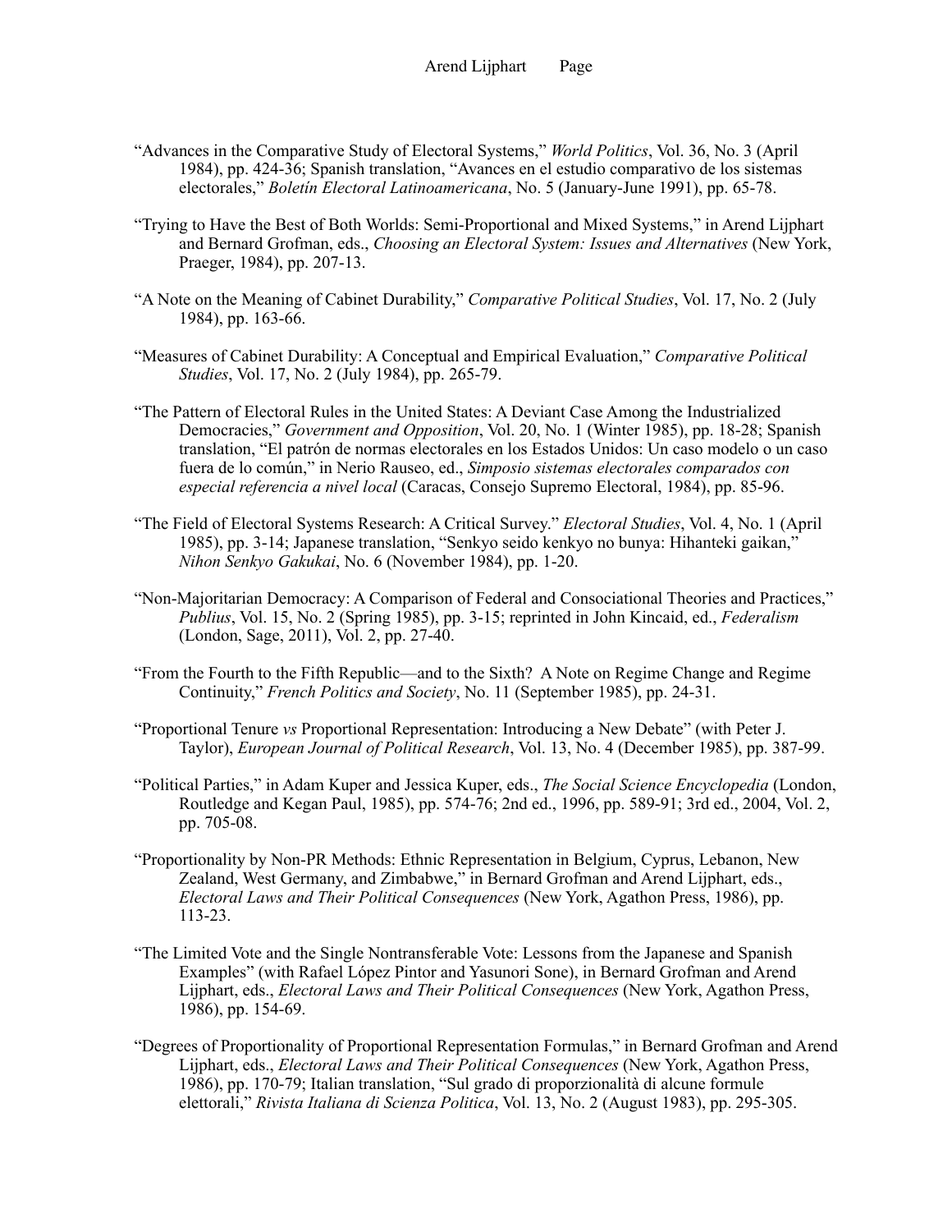"Advances in the Comparative Study of Electoral Systems," *World Politics*, Vol. 36, No. 3 (April 1984), pp. 424-36; Spanish translation, "Avances en el estudio comparativo de los sistemas electorales," *Boletín Electoral Latinoamericana*, No. 5 (January-June 1991), pp. 65-78.

"Trying to Have the Best of Both Worlds: Semi-Proportional and Mixed Systems," in Arend Lijphart and Bernard Grofman, eds., *Choosing an Electoral System: Issues and Alternatives* (New York, Praeger, 1984), pp. 207-13.

"A Note on the Meaning of Cabinet Durability," *Comparative Political Studies*, Vol. 17, No. 2 (July 1984), pp. 163-66.

"Measures of Cabinet Durability: A Conceptual and Empirical Evaluation," *Comparative Political Studies*, Vol. 17, No. 2 (July 1984), pp. 265-79.

"The Pattern of Electoral Rules in the United States: A Deviant Case Among the Industrialized Democracies," *Government and Opposition*, Vol. 20, No. 1 (Winter 1985), pp. 18-28; Spanish translation, "El patrón de normas electorales en los Estados Unidos: Un caso modelo o un caso fuera de lo común," in Nerio Rauseo, ed., *Simposio sistemas electorales comparados con especial referencia a nivel local* (Caracas, Consejo Supremo Electoral, 1984), pp. 85-96.

"The Field of Electoral Systems Research: A Critical Survey." *Electoral Studies*, Vol. 4, No. 1 (April 1985), pp. 3-14; Japanese translation, "Senkyo seido kenkyo no bunya: Hihanteki gaikan," *Nihon Senkyo Gakukai*, No. 6 (November 1984), pp. 1-20.

"Non-Majoritarian Democracy: A Comparison of Federal and Consociational Theories and Practices," *Publius*, Vol. 15, No. 2 (Spring 1985), pp. 3-15; reprinted in John Kincaid, ed., *Federalism* (London, Sage, 2011), Vol. 2, pp. 27-40.

"From the Fourth to the Fifth Republic—and to the Sixth? A Note on Regime Change and Regime Continuity," *French Politics and Society*, No. 11 (September 1985), pp. 24-31.

"Proportional Tenure *vs* Proportional Representation: Introducing a New Debate" (with Peter J. Taylor), *European Journal of Political Research*, Vol. 13, No. 4 (December 1985), pp. 387-99.

"Political Parties," in Adam Kuper and Jessica Kuper, eds., *The Social Science Encyclopedia* (London, Routledge and Kegan Paul, 1985), pp. 574-76; 2nd ed., 1996, pp. 589-91; 3rd ed., 2004, Vol. 2, pp. 705-08.

"Proportionality by Non-PR Methods: Ethnic Representation in Belgium, Cyprus, Lebanon, New Zealand, West Germany, and Zimbabwe," in Bernard Grofman and Arend Lijphart, eds., *Electoral Laws and Their Political Consequences* (New York, Agathon Press, 1986), pp. 113-23.

"The Limited Vote and the Single Nontransferable Vote: Lessons from the Japanese and Spanish Examples" (with Rafael López Pintor and Yasunori Sone), in Bernard Grofman and Arend Lijphart, eds., *Electoral Laws and Their Political Consequences* (New York, Agathon Press, 1986), pp. 154-69.

"Degrees of Proportionality of Proportional Representation Formulas," in Bernard Grofman and Arend Lijphart, eds., *Electoral Laws and Their Political Consequences* (New York, Agathon Press, 1986), pp. 170-79; Italian translation, "Sul grado di proporzionalità di alcune formule elettorali," *Rivista Italiana di Scienza Politica*, Vol. 13, No. 2 (August 1983), pp. 295-305.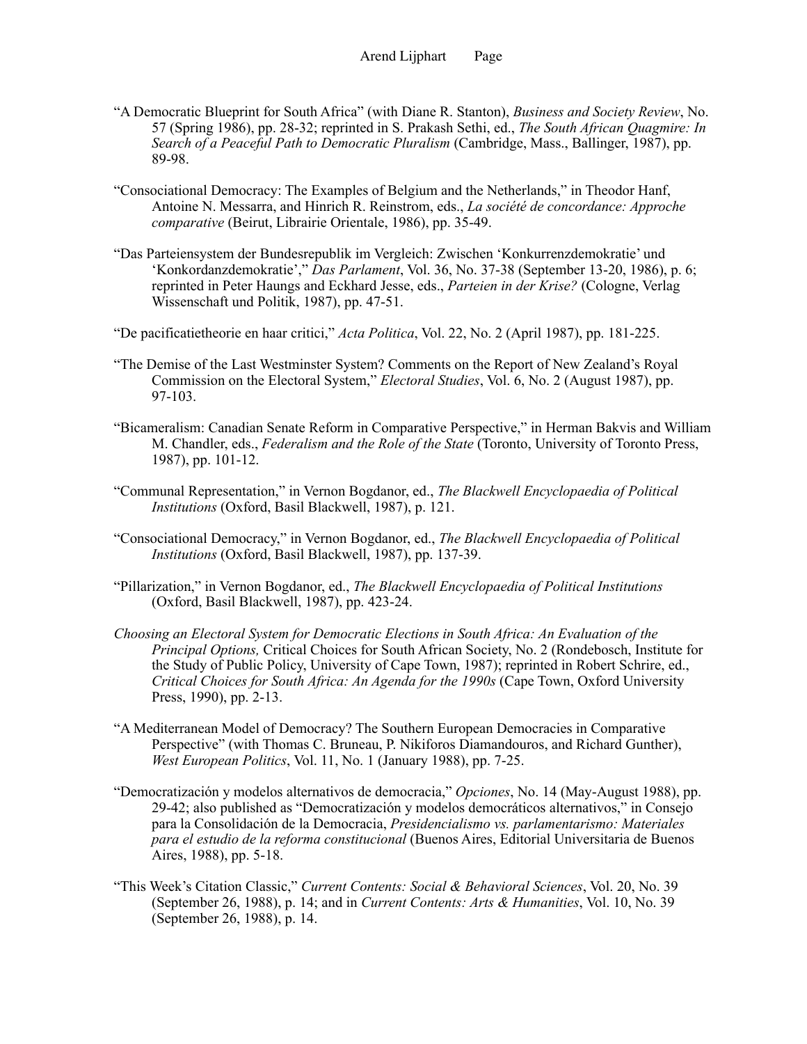"A Democratic Blueprint for South Africa" (with Diane R. Stanton), *Business and Society Review*, No. 57 (Spring 1986), pp. 28-32; reprinted in S. Prakash Sethi, ed., *The South African Quagmire: In Search of a Peaceful Path to Democratic Pluralism* (Cambridge, Mass., Ballinger, 1987), pp. 89-98.

"Consociational Democracy: The Examples of Belgium and the Netherlands," in Theodor Hanf, Antoine N. Messarra, and Hinrich R. Reinstrom, eds., *La société de concordance: Approche comparative* (Beirut, Librairie Orientale, 1986), pp. 35-49.

"Das Parteiensystem der Bundesrepublik im Vergleich: Zwischen 'Konkurrenzdemokratie' und 'Konkordanzdemokratie'," *Das Parlament*, Vol. 36, No. 37-38 (September 13-20, 1986), p. 6; reprinted in Peter Haungs and Eckhard Jesse, eds., *Parteien in der Krise?* (Cologne, Verlag Wissenschaft und Politik, 1987), pp. 47-51.

"De pacificatietheorie en haar critici," *Acta Politica*, Vol. 22, No. 2 (April 1987), pp. 181-225.

"The Demise of the Last Westminster System? Comments on the Report of New Zealand's Royal Commission on the Electoral System," *Electoral Studies*, Vol. 6, No. 2 (August 1987), pp. 97-103.

"Bicameralism: Canadian Senate Reform in Comparative Perspective," in Herman Bakvis and William M. Chandler, eds., *Federalism and the Role of the State* (Toronto, University of Toronto Press, 1987), pp. 101-12.

"Communal Representation," in Vernon Bogdanor, ed., *The Blackwell Encyclopaedia of Political Institutions* (Oxford, Basil Blackwell, 1987), p. 121.

"Consociational Democracy," in Vernon Bogdanor, ed., *The Blackwell Encyclopaedia of Political Institutions* (Oxford, Basil Blackwell, 1987), pp. 137-39.

"Pillarization," in Vernon Bogdanor, ed., *The Blackwell Encyclopaedia of Political Institutions* (Oxford, Basil Blackwell, 1987), pp. 423-24.

*Choosing an Electoral System for Democratic Elections in South Africa: An Evaluation of the Principal Options,* Critical Choices for South African Society, No. 2 (Rondebosch, Institute for the Study of Public Policy, University of Cape Town, 1987); reprinted in Robert Schrire, ed., *Critical Choices for South Africa: An Agenda for the 1990s* (Cape Town, Oxford University Press, 1990), pp. 2-13.

"A Mediterranean Model of Democracy? The Southern European Democracies in Comparative Perspective" (with Thomas C. Bruneau, P. Nikiforos Diamandouros, and Richard Gunther), *West European Politics*, Vol. 11, No. 1 (January 1988), pp. 7-25.

"Democratización y modelos alternativos de democracia," *Opciones*, No. 14 (May-August 1988), pp. 29-42; also published as "Democratización y modelos democráticos alternativos," in Consejo para la Consolidación de la Democracia, *Presidencialismo vs. parlamentarismo: Materiales para el estudio de la reforma constitucional* (Buenos Aires, Editorial Universitaria de Buenos Aires, 1988), pp. 5-18.

"This Week's Citation Classic," *Current Contents: Social & Behavioral Sciences*, Vol. 20, No. 39 (September 26, 1988), p. 14; and in *Current Contents: Arts & Humanities*, Vol. 10, No. 39 (September 26, 1988), p. 14.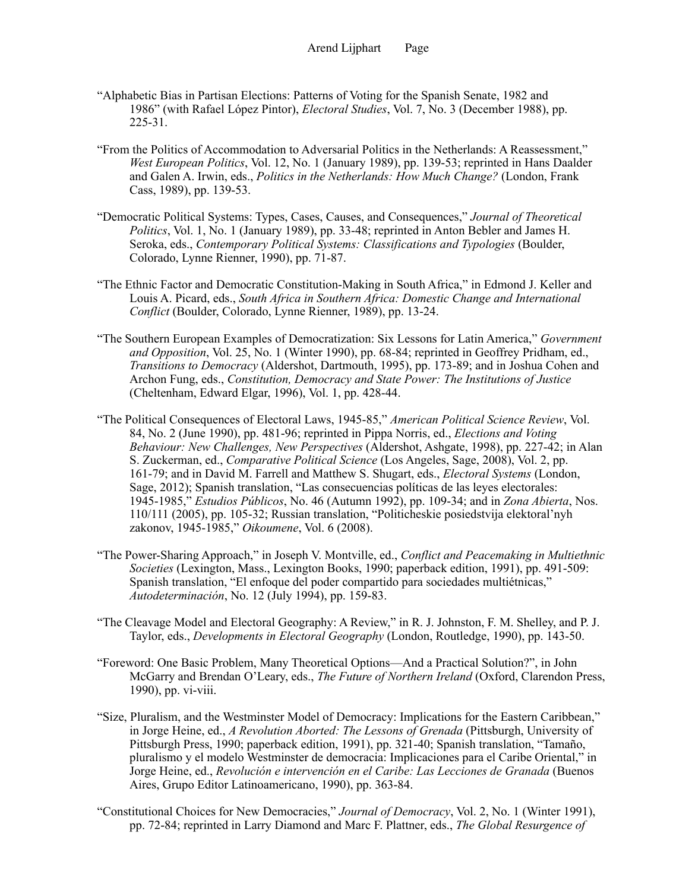"Alphabetic Bias in Partisan Elections: Patterns of Voting for the Spanish Senate, 1982 and 1986" (with Rafael López Pintor), *Electoral Studies*, Vol. 7, No. 3 (December 1988), pp. 225-31.

"From the Politics of Accommodation to Adversarial Politics in the Netherlands: A Reassessment," *West European Politics*, Vol. 12, No. 1 (January 1989), pp. 139-53; reprinted in Hans Daalder and Galen A. Irwin, eds., *Politics in the Netherlands: How Much Change?* (London, Frank Cass, 1989), pp. 139-53.

"Democratic Political Systems: Types, Cases, Causes, and Consequences," *Journal of Theoretical Politics*, Vol. 1, No. 1 (January 1989), pp. 33-48; reprinted in Anton Bebler and James H. Seroka, eds., *Contemporary Political Systems: Classifications and Typologies* (Boulder, Colorado, Lynne Rienner, 1990), pp. 71-87.

"The Ethnic Factor and Democratic Constitution-Making in South Africa," in Edmond J. Keller and Louis A. Picard, eds., *South Africa in Southern Africa: Domestic Change and International Conflict* (Boulder, Colorado, Lynne Rienner, 1989), pp. 13-24.

"The Southern European Examples of Democratization: Six Lessons for Latin America," *Government and Opposition*, Vol. 25, No. 1 (Winter 1990), pp. 68-84; reprinted in Geoffrey Pridham, ed., *Transitions to Democracy* (Aldershot, Dartmouth, 1995), pp. 173-89; and in Joshua Cohen and Archon Fung, eds., *Constitution, Democracy and State Power: The Institutions of Justice* (Cheltenham, Edward Elgar, 1996), Vol. 1, pp. 428-44.

"The Political Consequences of Electoral Laws, 1945-85," *American Political Science Review*, Vol. 84, No. 2 (June 1990), pp. 481-96; reprinted in Pippa Norris, ed., *Elections and Voting Behaviour: New Challenges, New Perspectives* (Aldershot, Ashgate, 1998), pp. 227-42; in Alan S. Zuckerman, ed., *Comparative Political Science* (Los Angeles, Sage, 2008), Vol. 2, pp. 161-79; and in David M. Farrell and Matthew S. Shugart, eds., *Electoral Systems* (London, Sage, 2012); Spanish translation, "Las consecuencias políticas de las leyes electorales: 1945-1985," *Estudios Públicos*, No. 46 (Autumn 1992), pp. 109-34; and in *Zona Abierta*, Nos. 110/111 (2005), pp. 105-32; Russian translation, "Politicheskie posiedstvija elektoral'nyh zakonov, 1945-1985," *Oikoumene*, Vol. 6 (2008).

"The Power-Sharing Approach," in Joseph V. Montville, ed., *Conflict and Peacemaking in Multiethnic Societies* (Lexington, Mass., Lexington Books, 1990; paperback edition, 1991), pp. 491-509: Spanish translation, "El enfoque del poder compartido para sociedades multiétnicas," *Autodeterminación*, No. 12 (July 1994), pp. 159-83.

"The Cleavage Model and Electoral Geography: A Review," in R. J. Johnston, F. M. Shelley, and P. J. Taylor, eds., *Developments in Electoral Geography* (London, Routledge, 1990), pp. 143-50.

"Foreword: One Basic Problem, Many Theoretical Options—And a Practical Solution?", in John McGarry and Brendan O'Leary, eds., *The Future of Northern Ireland* (Oxford, Clarendon Press, 1990), pp. vi-viii.

"Size, Pluralism, and the Westminster Model of Democracy: Implications for the Eastern Caribbean," in Jorge Heine, ed., *A Revolution Aborted: The Lessons of Grenada* (Pittsburgh, University of Pittsburgh Press, 1990; paperback edition, 1991), pp. 321-40; Spanish translation, "Tamaño, pluralismo y el modelo Westminster de democracia: Implicaciones para el Caribe Oriental," in Jorge Heine, ed., *Revolución e intervención en el Caribe: Las Lecciones de Granada* (Buenos Aires, Grupo Editor Latinoamericano, 1990), pp. 363-84.

"Constitutional Choices for New Democracies," *Journal of Democracy*, Vol. 2, No. 1 (Winter 1991), pp. 72-84; reprinted in Larry Diamond and Marc F. Plattner, eds., *The Global Resurgence of*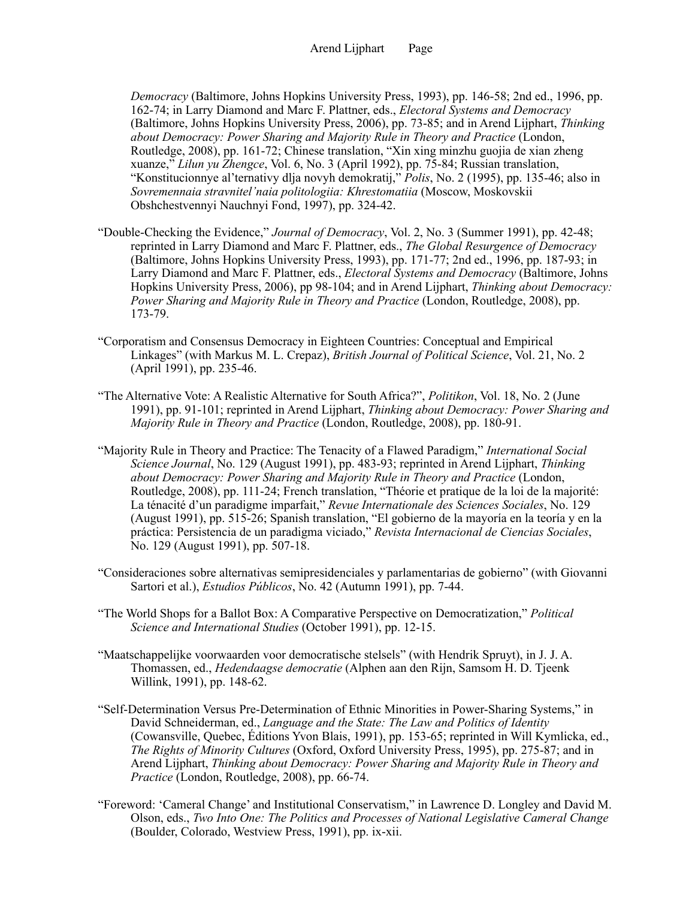*Democracy* (Baltimore, Johns Hopkins University Press, 1993), pp. 146-58; 2nd ed., 1996, pp. 162-74; in Larry Diamond and Marc F. Plattner, eds., *Electoral Systems and Democracy* (Baltimore, Johns Hopkins University Press, 2006), pp. 73-85; and in Arend Lijphart, *Thinking about Democracy: Power Sharing and Majority Rule in Theory and Practice* (London, Routledge, 2008), pp. 161-72; Chinese translation, "Xin xing minzhu guojia de xian zheng xuanze," *Lilun yu Zhengce*, Vol. 6, No. 3 (April 1992), pp. 75-84; Russian translation, "Konstitucionnye al'ternativy dlja novyh demokratij," *Polis*, No. 2 (1995), pp. 135-46; also in *Sovremennaia stravnitel'naia politologiia: Khrestomatiia* (Moscow, Moskovskii Obshchestvennyi Nauchnyi Fond, 1997), pp. 324-42.

"Double-Checking the Evidence," *Journal of Democracy*, Vol. 2, No. 3 (Summer 1991), pp. 42-48; reprinted in Larry Diamond and Marc F. Plattner, eds., *The Global Resurgence of Democracy* (Baltimore, Johns Hopkins University Press, 1993), pp. 171-77; 2nd ed., 1996, pp. 187-93; in Larry Diamond and Marc F. Plattner, eds., *Electoral Systems and Democracy* (Baltimore, Johns Hopkins University Press, 2006), pp 98-104; and in Arend Lijphart, *Thinking about Democracy: Power Sharing and Majority Rule in Theory and Practice* (London, Routledge, 2008), pp. 173-79.

"Corporatism and Consensus Democracy in Eighteen Countries: Conceptual and Empirical Linkages" (with Markus M. L. Crepaz), *British Journal of Political Science*, Vol. 21, No. 2 (April 1991), pp. 235-46.

"The Alternative Vote: A Realistic Alternative for South Africa?", *Politikon*, Vol. 18, No. 2 (June 1991), pp. 91-101; reprinted in Arend Lijphart, *Thinking about Democracy: Power Sharing and Majority Rule in Theory and Practice* (London, Routledge, 2008), pp. 180-91.

"Majority Rule in Theory and Practice: The Tenacity of a Flawed Paradigm," *International Social Science Journal*, No. 129 (August 1991), pp. 483-93; reprinted in Arend Lijphart, *Thinking about Democracy: Power Sharing and Majority Rule in Theory and Practice* (London, Routledge, 2008), pp. 111-24; French translation, "Théorie et pratique de la loi de la majorité: La ténacité d'un paradigme imparfait," *Revue Internationale des Sciences Sociales*, No. 129 (August 1991), pp. 515-26; Spanish translation, "El gobierno de la mayoría en la teoría y en la práctica: Persistencia de un paradigma viciado," *Revista Internacional de Ciencias Sociales*, No. 129 (August 1991), pp. 507-18.

"Consideraciones sobre alternativas semipresidenciales y parlamentarias de gobierno" (with Giovanni Sartori et al.), *Estudios Públicos*, No. 42 (Autumn 1991), pp. 7-44.

"The World Shops for a Ballot Box: A Comparative Perspective on Democratization," *Political Science and International Studies* (October 1991), pp. 12-15.

"Maatschappelijke voorwaarden voor democratische stelsels" (with Hendrik Spruyt), in J. J. A. Thomassen, ed., *Hedendaagse democratie* (Alphen aan den Rijn, Samsom H. D. Tjeenk Willink, 1991), pp. 148-62.

"Self-Determination Versus Pre-Determination of Ethnic Minorities in Power-Sharing Systems," in David Schneiderman, ed., *Language and the State: The Law and Politics of Identity* (Cowansville, Quebec, Éditions Yvon Blais, 1991), pp. 153-65; reprinted in Will Kymlicka, ed., *The Rights of Minority Cultures* (Oxford, Oxford University Press, 1995), pp. 275-87; and in Arend Lijphart, *Thinking about Democracy: Power Sharing and Majority Rule in Theory and Practice* (London, Routledge, 2008), pp. 66-74.

"Foreword: 'Cameral Change' and Institutional Conservatism," in Lawrence D. Longley and David M. Olson, eds., *Two Into One: The Politics and Processes of National Legislative Cameral Change* (Boulder, Colorado, Westview Press, 1991), pp. ix-xii.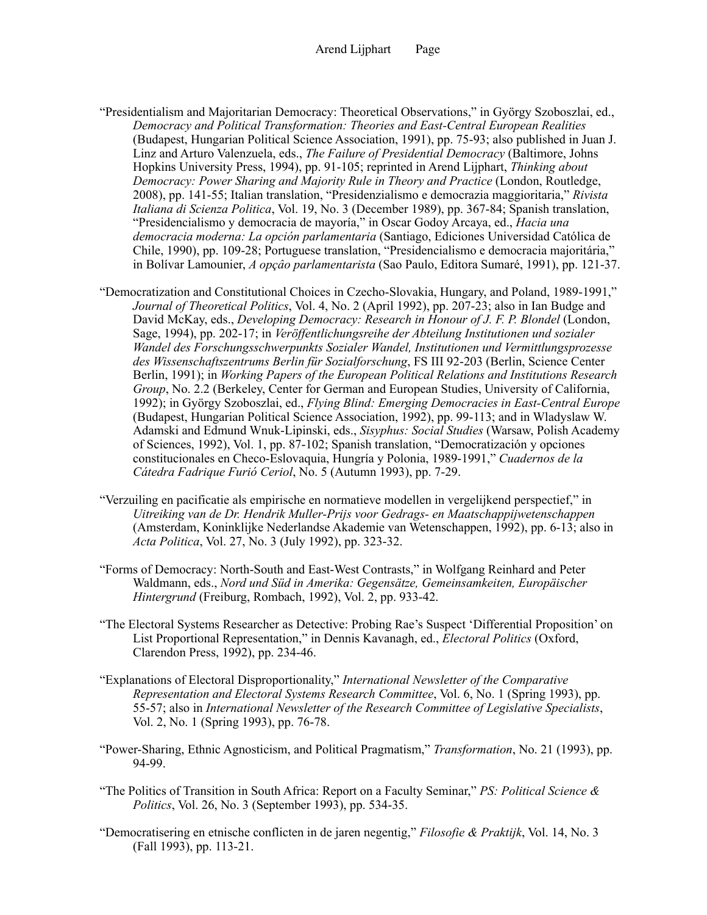"Presidentialism and Majoritarian Democracy: Theoretical Observations," in György Szoboszlai, ed., *Democracy and Political Transformation: Theories and East-Central European Realities* (Budapest, Hungarian Political Science Association, 1991), pp. 75-93; also published in Juan J. Linz and Arturo Valenzuela, eds., *The Failure of Presidential Democracy* (Baltimore, Johns Hopkins University Press, 1994), pp. 91-105; reprinted in Arend Lijphart, *Thinking about Democracy: Power Sharing and Majority Rule in Theory and Practice* (London, Routledge, 2008), pp. 141-55; Italian translation, "Presidenzialismo e democrazia maggioritaria," *Rivista Italiana di Scienza Politica*, Vol. 19, No. 3 (December 1989), pp. 367-84; Spanish translation, "Presidencialismo y democracia de mayoría," in Oscar Godoy Arcaya, ed., *Hacia una democracia moderna: La opción parlamentaria* (Santiago, Ediciones Universidad Católica de Chile, 1990), pp. 109-28; Portuguese translation, "Presidencialismo e democracia majoritária," in Bolívar Lamounier, *A opçâo parlamentarista* (Sao Paulo, Editora Sumaré, 1991), pp. 121-37.

"Democratization and Constitutional Choices in Czecho-Slovakia, Hungary, and Poland, 1989-1991," *Journal of Theoretical Politics*, Vol. 4, No. 2 (April 1992), pp. 207-23; also in Ian Budge and David McKay, eds., *Developing Democracy: Research in Honour of J. F. P. Blondel* (London, Sage, 1994), pp. 202-17; in *Veröffentlichungsreihe der Abteilung Institutionen und sozialer Wandel des Forschungsschwerpunkts Sozialer Wandel, Institutionen und Vermittlungsprozesse des Wissenschaftszentrums Berlin für Sozialforschung*, FS III 92-203 (Berlin, Science Center Berlin, 1991); in *Working Papers of the European Political Relations and Institutions Research Group*, No. 2.2 (Berkeley, Center for German and European Studies, University of California, 1992); in György Szoboszlai, ed., *Flying Blind: Emerging Democracies in East-Central Europe* (Budapest, Hungarian Political Science Association, 1992), pp. 99-113; and in Wladyslaw W. Adamski and Edmund Wnuk-Lipinski, eds., *Sisyphus: Social Studies* (Warsaw, Polish Academy of Sciences, 1992), Vol. 1, pp. 87-102; Spanish translation, "Democratización y opciones constitucionales en Checo-Eslovaquia, Hungría y Polonia, 1989-1991," *Cuadernos de la Cátedra Fadrique Furió Ceriol*, No. 5 (Autumn 1993), pp. 7-29.

"Verzuiling en pacificatie als empirische en normatieve modellen in vergelijkend perspectief," in *Uitreiking van de Dr. Hendrik Muller-Prijs voor Gedrags- en Maatschappijwetenschappen* (Amsterdam, Koninklijke Nederlandse Akademie van Wetenschappen, 1992), pp. 6-13; also in *Acta Politica*, Vol. 27, No. 3 (July 1992), pp. 323-32.

"Forms of Democracy: North-South and East-West Contrasts," in Wolfgang Reinhard and Peter Waldmann, eds., *Nord und Süd in Amerika: Gegensätze, Gemeinsamkeiten, Europäischer Hintergrund* (Freiburg, Rombach, 1992), Vol. 2, pp. 933-42.

"The Electoral Systems Researcher as Detective: Probing Rae's Suspect 'Differential Proposition' on List Proportional Representation," in Dennis Kavanagh, ed., *Electoral Politics* (Oxford, Clarendon Press, 1992), pp. 234-46.

"Explanations of Electoral Disproportionality," *International Newsletter of the Comparative Representation and Electoral Systems Research Committee*, Vol. 6, No. 1 (Spring 1993), pp. 55-57; also in *International Newsletter of the Research Committee of Legislative Specialists*, Vol. 2, No. 1 (Spring 1993), pp. 76-78.

"Power-Sharing, Ethnic Agnosticism, and Political Pragmatism," *Transformation*, No. 21 (1993), pp. 94-99.

"The Politics of Transition in South Africa: Report on a Faculty Seminar," *PS: Political Science & Politics*, Vol. 26, No. 3 (September 1993), pp. 534-35.

"Democratisering en etnische conflicten in de jaren negentig," *Filosofie & Praktijk*, Vol. 14, No. 3 (Fall 1993), pp. 113-21.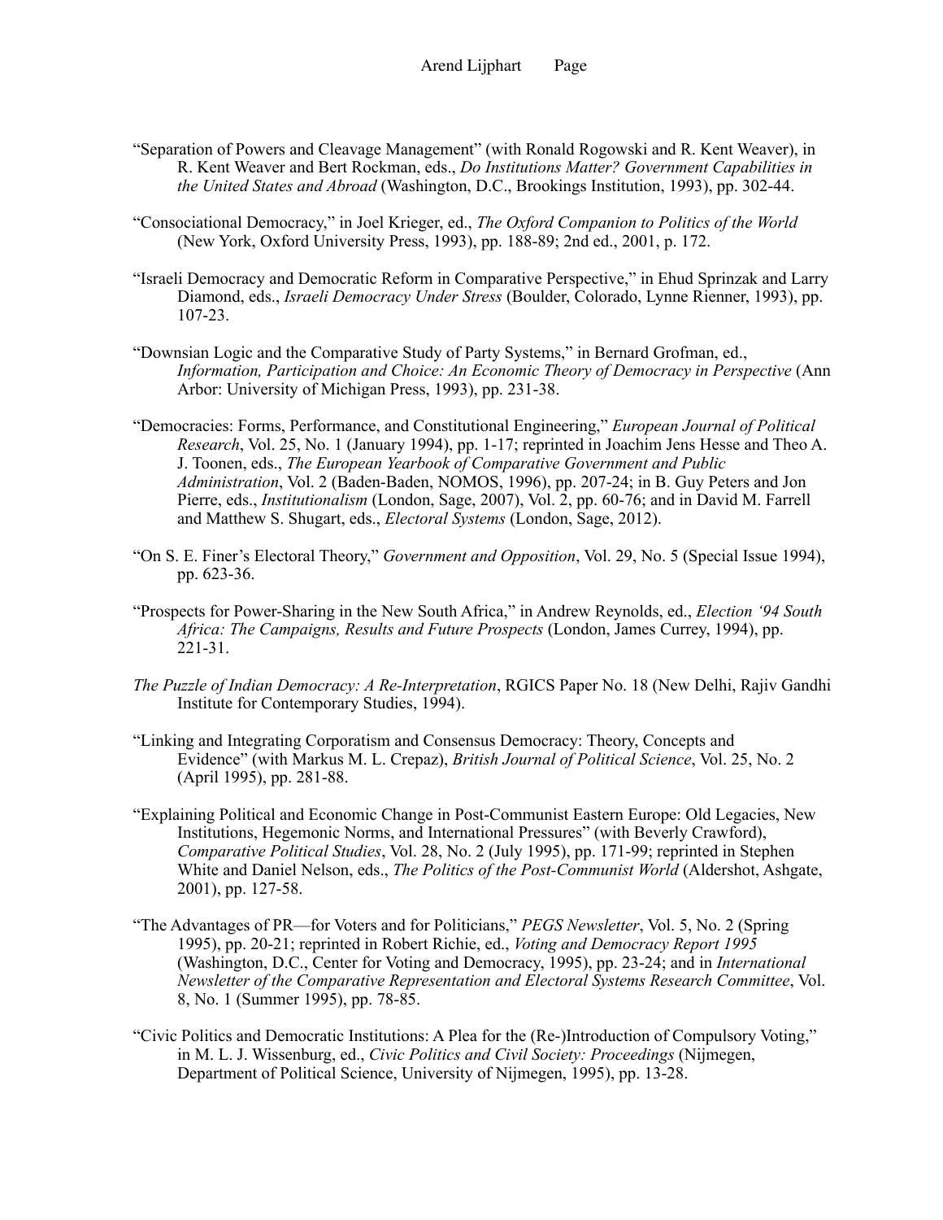"Separation of Powers and Cleavage Management" (with Ronald Rogowski and R. Kent Weaver), in R. Kent Weaver and Bert Rockman, eds., *Do Institutions Matter? Government Capabilities in the United States and Abroad* (Washington, D.C., Brookings Institution, 1993), pp. 302-44.

"Consociational Democracy," in Joel Krieger, ed., *The Oxford Companion to Politics of the World* (New York, Oxford University Press, 1993), pp. 188-89; 2nd ed., 2001, p. 172.

"Israeli Democracy and Democratic Reform in Comparative Perspective," in Ehud Sprinzak and Larry Diamond, eds., *Israeli Democracy Under Stress* (Boulder, Colorado, Lynne Rienner, 1993), pp. 107-23.

"Downsian Logic and the Comparative Study of Party Systems," in Bernard Grofman, ed., *Information, Participation and Choice: An Economic Theory of Democracy in Perspective* (Ann Arbor: University of Michigan Press, 1993), pp. 231-38.

"Democracies: Forms, Performance, and Constitutional Engineering," *European Journal of Political Research*, Vol. 25, No. 1 (January 1994), pp. 1-17; reprinted in Joachim Jens Hesse and Theo A. J. Toonen, eds., *The European Yearbook of Comparative Government and Public Administration*, Vol. 2 (Baden-Baden, NOMOS, 1996), pp. 207-24; in B. Guy Peters and Jon Pierre, eds., *Institutionalism* (London, Sage, 2007), Vol. 2, pp. 60-76; and in David M. Farrell and Matthew S. Shugart, eds., *Electoral Systems* (London, Sage, 2012).

"On S. E. Finer's Electoral Theory," *Government and Opposition*, Vol. 29, No. 5 (Special Issue 1994), pp. 623-36.

"Prospects for Power-Sharing in the New South Africa," in Andrew Reynolds, ed., *Election '94 South Africa: The Campaigns, Results and Future Prospects* (London, James Currey, 1994), pp. 221-31.

*The Puzzle of Indian Democracy: A Re-Interpretation*, RGICS Paper No. 18 (New Delhi, Rajiv Gandhi Institute for Contemporary Studies, 1994).

"Linking and Integrating Corporatism and Consensus Democracy: Theory, Concepts and Evidence" (with Markus M. L. Crepaz), *British Journal of Political Science*, Vol. 25, No. 2 (April 1995), pp. 281-88.

"Explaining Political and Economic Change in Post-Communist Eastern Europe: Old Legacies, New Institutions, Hegemonic Norms, and International Pressures" (with Beverly Crawford), *Comparative Political Studies*, Vol. 28, No. 2 (July 1995), pp. 171-99; reprinted in Stephen White and Daniel Nelson, eds., *The Politics of the Post-Communist World* (Aldershot, Ashgate, 2001), pp. 127-58.

"The Advantages of PR—for Voters and for Politicians," *PEGS Newsletter*, Vol. 5, No. 2 (Spring 1995), pp. 20-21; reprinted in Robert Richie, ed., *Voting and Democracy Report 1995* (Washington, D.C., Center for Voting and Democracy, 1995), pp. 23-24; and in *International Newsletter of the Comparative Representation and Electoral Systems Research Committee*, Vol. 8, No. 1 (Summer 1995), pp. 78-85.

"Civic Politics and Democratic Institutions: A Plea for the (Re-)Introduction of Compulsory Voting," in M. L. J. Wissenburg, ed., *Civic Politics and Civil Society: Proceedings* (Nijmegen, Department of Political Science, University of Nijmegen, 1995), pp. 13-28.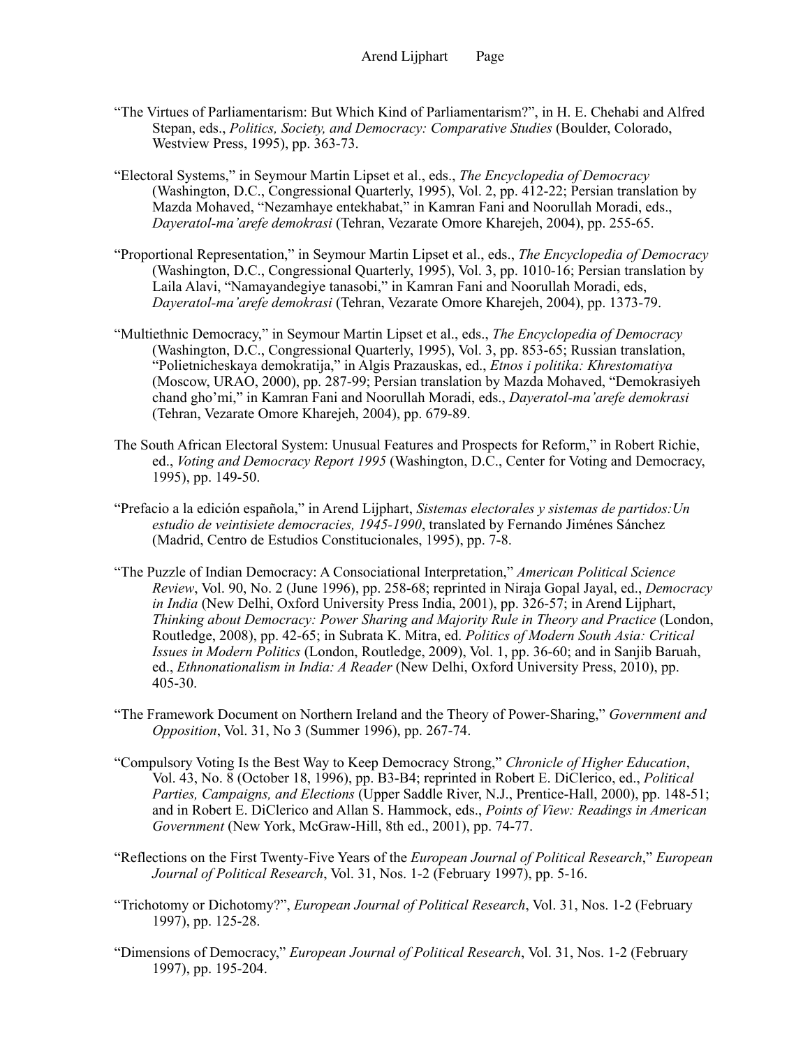"The Virtues of Parliamentarism: But Which Kind of Parliamentarism?", in H. E. Chehabi and Alfred Stepan, eds., *Politics, Society, and Democracy: Comparative Studies* (Boulder, Colorado, Westview Press, 1995), pp. 363-73.

"Electoral Systems," in Seymour Martin Lipset et al., eds., *The Encyclopedia of Democracy* (Washington, D.C., Congressional Quarterly, 1995), Vol. 2, pp. 412-22; Persian translation by Mazda Mohaved, "Nezamhaye entekhabat," in Kamran Fani and Noorullah Moradi, eds., *Dayeratol-ma'arefe demokrasi* (Tehran, Vezarate Omore Kharejeh, 2004), pp. 255-65.

"Proportional Representation," in Seymour Martin Lipset et al., eds., *The Encyclopedia of Democracy* (Washington, D.C., Congressional Quarterly, 1995), Vol. 3, pp. 1010-16; Persian translation by Laila Alavi, "Namayandegiye tanasobi," in Kamran Fani and Noorullah Moradi, eds, *Dayeratol-ma'arefe demokrasi* (Tehran, Vezarate Omore Kharejeh, 2004), pp. 1373-79.

"Multiethnic Democracy," in Seymour Martin Lipset et al., eds., *The Encyclopedia of Democracy* (Washington, D.C., Congressional Quarterly, 1995), Vol. 3, pp. 853-65; Russian translation, "Polietnicheskaya demokratija," in Algis Prazauskas, ed., *Etnos i politika: Khrestomatiya* (Moscow, URAO, 2000), pp. 287-99; Persian translation by Mazda Mohaved, "Demokrasiyeh chand gho'mi," in Kamran Fani and Noorullah Moradi, eds., *Dayeratol-ma'arefe demokrasi* (Tehran, Vezarate Omore Kharejeh, 2004), pp. 679-89.

The South African Electoral System: Unusual Features and Prospects for Reform," in Robert Richie, ed., *Voting and Democracy Report 1995* (Washington, D.C., Center for Voting and Democracy, 1995), pp. 149-50.

"Prefacio a la edición española," in Arend Lijphart, *Sistemas electorales y sistemas de partidos:Un estudio de veintisiete democracies, 1945-1990*, translated by Fernando Jiménes Sánchez (Madrid, Centro de Estudios Constitucionales, 1995), pp. 7-8.

"The Puzzle of Indian Democracy: A Consociational Interpretation," *American Political Science Review*, Vol. 90, No. 2 (June 1996), pp. 258-68; reprinted in Niraja Gopal Jayal, ed., *Democracy in India* (New Delhi, Oxford University Press India, 2001), pp. 326-57; in Arend Lijphart, *Thinking about Democracy: Power Sharing and Majority Rule in Theory and Practice* (London, Routledge, 2008), pp. 42-65; in Subrata K. Mitra, ed. *Politics of Modern South Asia: Critical Issues in Modern Politics* (London, Routledge, 2009), Vol. 1, pp. 36-60; and in Sanjib Baruah, ed., *Ethnonationalism in India: A Reader* (New Delhi, Oxford University Press, 2010), pp. 405-30.

"The Framework Document on Northern Ireland and the Theory of Power-Sharing," *Government and Opposition*, Vol. 31, No 3 (Summer 1996), pp. 267-74.

"Compulsory Voting Is the Best Way to Keep Democracy Strong," *Chronicle of Higher Education*, Vol. 43, No. 8 (October 18, 1996), pp. B3-B4; reprinted in Robert E. DiClerico, ed., *Political Parties, Campaigns, and Elections* (Upper Saddle River, N.J., Prentice-Hall, 2000), pp. 148-51; and in Robert E. DiClerico and Allan S. Hammock, eds., *Points of View: Readings in American Government* (New York, McGraw-Hill, 8th ed., 2001), pp. 74-77.

"Reflections on the First Twenty-Five Years of the *European Journal of Political Research*," *European Journal of Political Research*, Vol. 31, Nos. 1-2 (February 1997), pp. 5-16.

"Trichotomy or Dichotomy?", *European Journal of Political Research*, Vol. 31, Nos. 1-2 (February 1997), pp. 125-28.

"Dimensions of Democracy," *European Journal of Political Research*, Vol. 31, Nos. 1-2 (February 1997), pp. 195-204.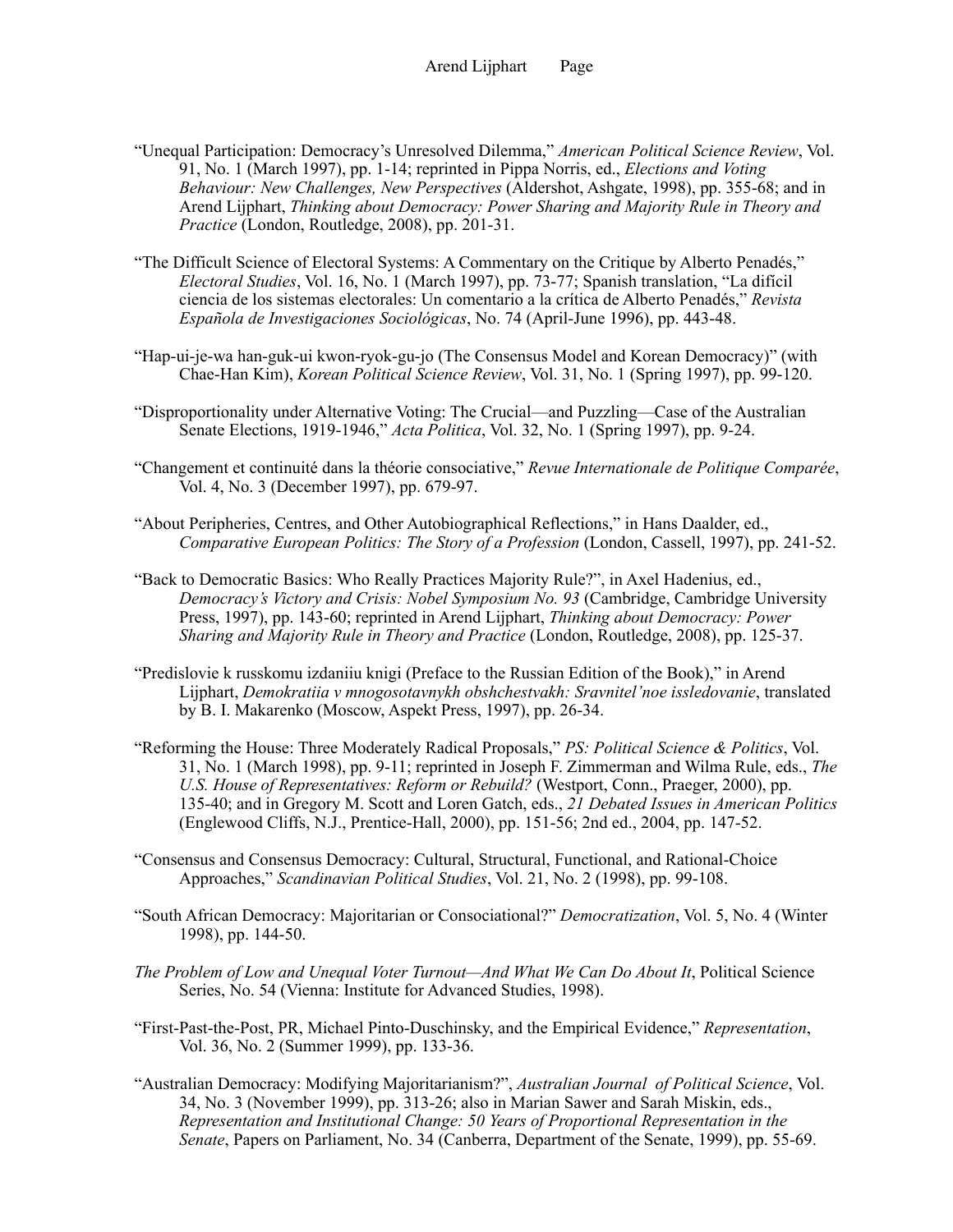"Unequal Participation: Democracy's Unresolved Dilemma," *American Political Science Review*, Vol. 91, No. 1 (March 1997), pp. 1-14; reprinted in Pippa Norris, ed., *Elections and Voting Behaviour: New Challenges, New Perspectives* (Aldershot, Ashgate, 1998), pp. 355-68; and in Arend Lijphart, *Thinking about Democracy: Power Sharing and Majority Rule in Theory and Practice* (London, Routledge, 2008), pp. 201-31.

"The Difficult Science of Electoral Systems: A Commentary on the Critique by Alberto Penadés," *Electoral Studies*, Vol. 16, No. 1 (March 1997), pp. 73-77; Spanish translation, "La difícil ciencia de los sistemas electorales: Un comentario a la crítica de Alberto Penadés," *Revista Española de Investigaciones Sociológicas*, No. 74 (April-June 1996), pp. 443-48.

"Hap-ui-je-wa han-guk-ui kwon-ryok-gu-jo (The Consensus Model and Korean Democracy)" (with Chae-Han Kim), *Korean Political Science Review*, Vol. 31, No. 1 (Spring 1997), pp. 99-120.

"Disproportionality under Alternative Voting: The Crucial—and Puzzling—Case of the Australian Senate Elections, 1919-1946," *Acta Politica*, Vol. 32, No. 1 (Spring 1997), pp. 9-24.

"Changement et continuité dans la théorie consociative," *Revue Internationale de Politique Comparée*, Vol. 4, No. 3 (December 1997), pp. 679-97.

"About Peripheries, Centres, and Other Autobiographical Reflections," in Hans Daalder, ed., *Comparative European Politics: The Story of a Profession* (London, Cassell, 1997), pp. 241-52.

"Back to Democratic Basics: Who Really Practices Majority Rule?", in Axel Hadenius, ed., *Democracy's Victory and Crisis: Nobel Symposium No. 93* (Cambridge, Cambridge University Press, 1997), pp. 143-60; reprinted in Arend Lijphart, *Thinking about Democracy: Power Sharing and Majority Rule in Theory and Practice* (London, Routledge, 2008), pp. 125-37.

"Predislovie k russkomu izdaniiu knigi (Preface to the Russian Edition of the Book)," in Arend Lijphart, *Demokratiia v mnogosotavnykh obshchestvakh: Sravnitel'noe issledovanie*, translated by B. I. Makarenko (Moscow, Aspekt Press, 1997), pp. 26-34.

"Reforming the House: Three Moderately Radical Proposals," *PS: Political Science & Politics*, Vol. 31, No. 1 (March 1998), pp. 9-11; reprinted in Joseph F. Zimmerman and Wilma Rule, eds., *The U.S. House of Representatives: Reform or Rebuild?* (Westport, Conn., Praeger, 2000), pp. 135-40; and in Gregory M. Scott and Loren Gatch, eds., *21 Debated Issues in American Politics* (Englewood Cliffs, N.J., Prentice-Hall, 2000), pp. 151-56; 2nd ed., 2004, pp. 147-52.

"Consensus and Consensus Democracy: Cultural, Structural, Functional, and Rational-Choice Approaches," *Scandinavian Political Studies*, Vol. 21, No. 2 (1998), pp. 99-108.

"South African Democracy: Majoritarian or Consociational?" *Democratization*, Vol. 5, No. 4 (Winter 1998), pp. 144-50.

*The Problem of Low and Unequal Voter Turnout—And What We Can Do About It*, Political Science Series, No. 54 (Vienna: Institute for Advanced Studies, 1998).

"First-Past-the-Post, PR, Michael Pinto-Duschinsky, and the Empirical Evidence," *Representation*, Vol. 36, No. 2 (Summer 1999), pp. 133-36.

"Australian Democracy: Modifying Majoritarianism?", *Australian Journal of Political Science*, Vol. 34, No. 3 (November 1999), pp. 313-26; also in Marian Sawer and Sarah Miskin, eds., *Representation and Institutional Change: 50 Years of Proportional Representation in the Senate*, Papers on Parliament, No. 34 (Canberra, Department of the Senate, 1999), pp. 55-69.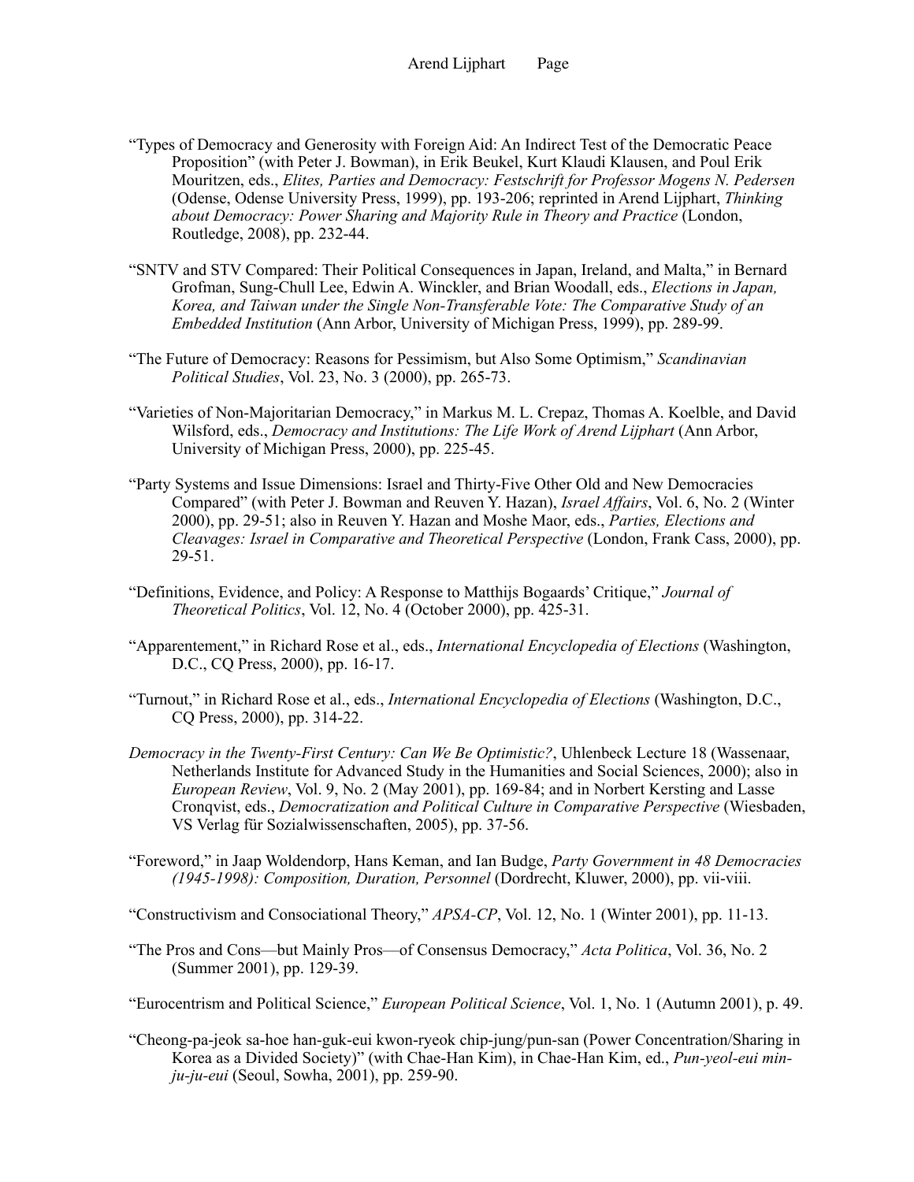"Types of Democracy and Generosity with Foreign Aid: An Indirect Test of the Democratic Peace Proposition" (with Peter J. Bowman), in Erik Beukel, Kurt Klaudi Klausen, and Poul Erik Mouritzen, eds., *Elites, Parties and Democracy: Festschrift for Professor Mogens N. Pedersen* (Odense, Odense University Press, 1999), pp. 193-206; reprinted in Arend Lijphart, *Thinking about Democracy: Power Sharing and Majority Rule in Theory and Practice* (London, Routledge, 2008), pp. 232-44.

"SNTV and STV Compared: Their Political Consequences in Japan, Ireland, and Malta," in Bernard Grofman, Sung-Chull Lee, Edwin A. Winckler, and Brian Woodall, eds., *Elections in Japan, Korea, and Taiwan under the Single Non-Transferable Vote: The Comparative Study of an Embedded Institution* (Ann Arbor, University of Michigan Press, 1999), pp. 289-99.

"The Future of Democracy: Reasons for Pessimism, but Also Some Optimism," *Scandinavian Political Studies*, Vol. 23, No. 3 (2000), pp. 265-73.

"Varieties of Non-Majoritarian Democracy," in Markus M. L. Crepaz, Thomas A. Koelble, and David Wilsford, eds., *Democracy and Institutions: The Life Work of Arend Lijphart* (Ann Arbor, University of Michigan Press, 2000), pp. 225-45.

"Party Systems and Issue Dimensions: Israel and Thirty-Five Other Old and New Democracies Compared" (with Peter J. Bowman and Reuven Y. Hazan), *Israel Affairs*, Vol. 6, No. 2 (Winter 2000), pp. 29-51; also in Reuven Y. Hazan and Moshe Maor, eds., *Parties, Elections and Cleavages: Israel in Comparative and Theoretical Perspective* (London, Frank Cass, 2000), pp. 29-51.

"Definitions, Evidence, and Policy: A Response to Matthijs Bogaards' Critique," *Journal of Theoretical Politics*, Vol. 12, No. 4 (October 2000), pp. 425-31.

"Apparentement," in Richard Rose et al., eds., *International Encyclopedia of Elections* (Washington, D.C., CQ Press, 2000), pp. 16-17.

"Turnout," in Richard Rose et al., eds., *International Encyclopedia of Elections* (Washington, D.C., CQ Press, 2000), pp. 314-22.

*Democracy in the Twenty-First Century: Can We Be Optimistic?*, Uhlenbeck Lecture 18 (Wassenaar, Netherlands Institute for Advanced Study in the Humanities and Social Sciences, 2000); also in *European Review*, Vol. 9, No. 2 (May 2001), pp. 169-84; and in Norbert Kersting and Lasse Cronqvist, eds., *Democratization and Political Culture in Comparative Perspective* (Wiesbaden, VS Verlag für Sozialwissenschaften, 2005), pp. 37-56.

"Foreword," in Jaap Woldendorp, Hans Keman, and Ian Budge, *Party Government in 48 Democracies (1945-1998): Composition, Duration, Personnel* (Dordrecht, Kluwer, 2000), pp. vii-viii.

"Constructivism and Consociational Theory," *APSA-CP*, Vol. 12, No. 1 (Winter 2001), pp. 11-13.

"The Pros and Cons—but Mainly Pros—of Consensus Democracy," *Acta Politica*, Vol. 36, No. 2 (Summer 2001), pp. 129-39.

"Eurocentrism and Political Science," *European Political Science*, Vol. 1, No. 1 (Autumn 2001), p. 49.

"Cheong-pa-jeok sa-hoe han-guk-eui kwon-ryeok chip-jung/pun-san (Power Concentration/Sharing in Korea as a Divided Society)" (with Chae-Han Kim), in Chae-Han Kim, ed., *Pun-yeol-eui min-ju-ju-eui* (Seoul, Sowha, 2001), pp. 259-90.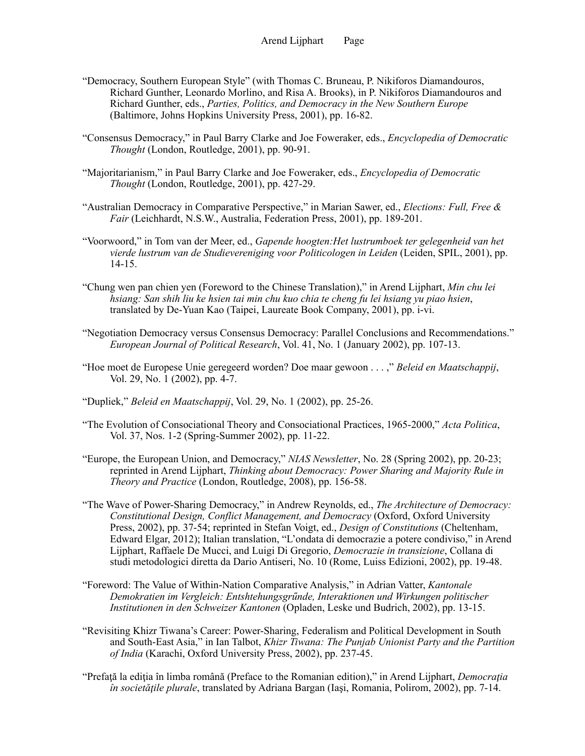"Democracy, Southern European Style" (with Thomas C. Bruneau, P. Nikiforos Diamandouros, Richard Gunther, Leonardo Morlino, and Risa A. Brooks), in P. Nikiforos Diamandouros and Richard Gunther, eds., *Parties, Politics, and Democracy in the New Southern Europe* (Baltimore, Johns Hopkins University Press, 2001), pp. 16-82.

"Consensus Democracy," in Paul Barry Clarke and Joe Foweraker, eds., *Encyclopedia of Democratic Thought* (London, Routledge, 2001), pp. 90-91.

"Majoritarianism," in Paul Barry Clarke and Joe Foweraker, eds., *Encyclopedia of Democratic Thought* (London, Routledge, 2001), pp. 427-29.

"Australian Democracy in Comparative Perspective," in Marian Sawer, ed., *Elections: Full, Free & Fair* (Leichhardt, N.S.W., Australia, Federation Press, 2001), pp. 189-201.

"Voorwoord," in Tom van der Meer, ed., *Gapende hoogten:Het lustrumboek ter gelegenheid van het vierde lustrum van de Studievereniging voor Politicologen in Leiden* (Leiden, SPIL, 2001), pp. 14-15.

"Chung wen pan chien yen (Foreword to the Chinese Translation)," in Arend Lijphart, *Min chu lei hsiang: San shih liu ke hsien tai min chu kuo chia te cheng fu lei hsiang yu piao hsien*, translated by De-Yuan Kao (Taipei, Laureate Book Company, 2001), pp. i-vi.

"Negotiation Democracy versus Consensus Democracy: Parallel Conclusions and Recommendations." *European Journal of Political Research*, Vol. 41, No. 1 (January 2002), pp. 107-13.

"Hoe moet de Europese Unie geregeerd worden? Doe maar gewoon . . . ," *Beleid en Maatschappij*, Vol. 29, No. 1 (2002), pp. 4-7.

"Dupliek," *Beleid en Maatschappij*, Vol. 29, No. 1 (2002), pp. 25-26.

"The Evolution of Consociational Theory and Consociational Practices, 1965-2000," *Acta Politica*, Vol. 37, Nos. 1-2 (Spring-Summer 2002), pp. 11-22.

"Europe, the European Union, and Democracy," *NIAS Newsletter*, No. 28 (Spring 2002), pp. 20-23; reprinted in Arend Lijphart, *Thinking about Democracy: Power Sharing and Majority Rule in Theory and Practice* (London, Routledge, 2008), pp. 156-58.

"The Wave of Power-Sharing Democracy," in Andrew Reynolds, ed., *The Architecture of Democracy: Constitutional Design, Conflict Management, and Democracy* (Oxford, Oxford University Press, 2002), pp. 37-54; reprinted in Stefan Voigt, ed., *Design of Constitutions* (Cheltenham, Edward Elgar, 2012); Italian translation, "L'ondata di democrazie a potere condiviso," in Arend Lijphart, Raffaele De Mucci, and Luigi Di Gregorio, *Democrazie in transizione*, Collana di studi metodologici diretta da Dario Antiseri, No. 10 (Rome, Luiss Edizioni, 2002), pp. 19-48.

"Foreword: The Value of Within-Nation Comparative Analysis," in Adrian Vatter, *Kantonale Demokratien im Vergleich: Entshtehungsgründe, Interaktionen und Wirkungen politischer Institutionen in den Schweizer Kantonen* (Opladen, Leske und Budrich, 2002), pp. 13-15.

"Revisiting Khizr Tiwana's Career: Power-Sharing, Federalism and Political Development in South and South-East Asia," in Ian Talbot, *Khizr Tiwana: The Punjab Unionist Party and the Partition of India* (Karachi, Oxford University Press, 2002), pp. 237-45.

"Prefaţă la ediţia în limba română (Preface to the Romanian edition)," in Arend Lijphart, *Democraţia în societăţile plurale*, translated by Adriana Bargan (Iaşi, Romania, Polirom, 2002), pp. 7-14.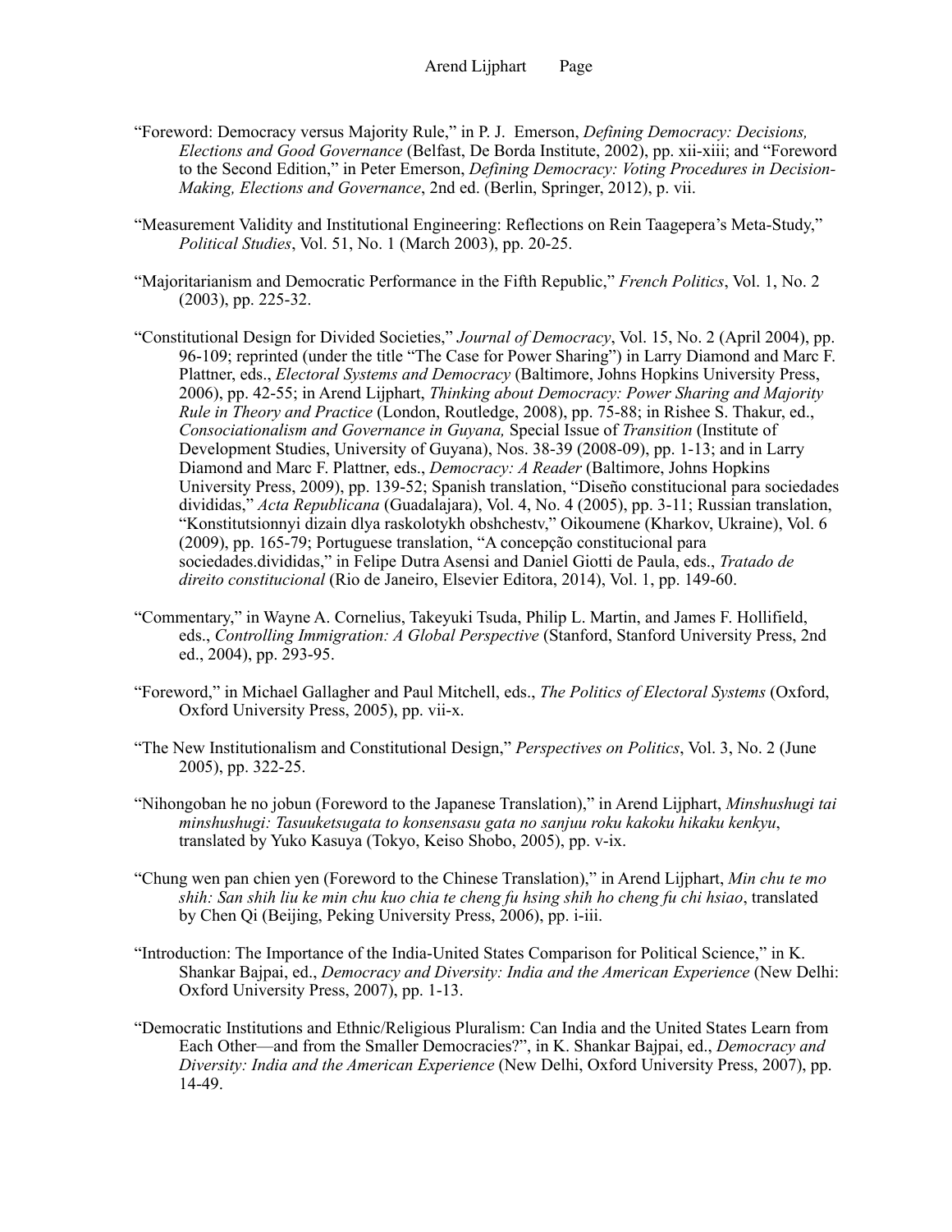“Foreword: Democracy versus Majority Rule,” in P. J. Emerson, *Defining Democracy: Decisions, Elections and Good Governance* (Belfast, De Borda Institute, 2002), pp. xii-xiii; and “Foreword to the Second Edition,” in Peter Emerson, *Defining Democracy: Voting Procedures in Decision-Making, Elections and Governance*, 2nd ed. (Berlin, Springer, 2012), p. vii.

“Measurement Validity and Institutional Engineering: Reflections on Rein Taagepera’s Meta-Study,” *Political Studies*, Vol. 51, No. 1 (March 2003), pp. 20-25.

“Majoritarianism and Democratic Performance in the Fifth Republic,” *French Politics*, Vol. 1, No. 2 (2003), pp. 225-32.

“Constitutional Design for Divided Societies,” *Journal of Democracy*, Vol. 15, No. 2 (April 2004), pp. 96-109; reprinted (under the title “The Case for Power Sharing”) in Larry Diamond and Marc F. Plattner, eds., *Electoral Systems and Democracy* (Baltimore, Johns Hopkins University Press, 2006), pp. 42-55; in Arend Lijphart, *Thinking about Democracy: Power Sharing and Majority Rule in Theory and Practice* (London, Routledge, 2008), pp. 75-88; in Rishee S. Thakur, ed., *Consociationalism and Governance in Guyana,* Special Issue of *Transition* (Institute of Development Studies, University of Guyana), Nos. 38-39 (2008-09), pp. 1-13; and in Larry Diamond and Marc F. Plattner, eds., *Democracy: A Reader* (Baltimore, Johns Hopkins University Press, 2009), pp. 139-52; Spanish translation, “Diseño constitucional para sociedades divididas,” *Acta Republicana* (Guadalajara), Vol. 4, No. 4 (2005), pp. 3-11; Russian translation, “Konstitutsionnyi dizain dlya raskolotykh obshchestv,” Oikoumene (Kharkov, Ukraine), Vol. 6 (2009), pp. 165-79; Portuguese translation, “A concepção constitucional para sociedades.divididas,” in Felipe Dutra Asensi and Daniel Giotti de Paula, eds., *Tratado de direito constitucional* (Rio de Janeiro, Elsevier Editora, 2014), Vol. 1, pp. 149-60.

“Commentary,” in Wayne A. Cornelius, Takeyuki Tsuda, Philip L. Martin, and James F. Hollifield, eds., *Controlling Immigration: A Global Perspective* (Stanford, Stanford University Press, 2nd ed., 2004), pp. 293-95.

“Foreword,” in Michael Gallagher and Paul Mitchell, eds., *The Politics of Electoral Systems* (Oxford, Oxford University Press, 2005), pp. vii-x.

“The New Institutionalism and Constitutional Design,” *Perspectives on Politics*, Vol. 3, No. 2 (June 2005), pp. 322-25.

“Nihongoban he no jobun (Foreword to the Japanese Translation),” in Arend Lijphart, *Minshushugi tai minshushugi: Tasuuketsugata to konsensasu gata no sanjuu roku kakoku hikaku kenkyu*, translated by Yuko Kasuya (Tokyo, Keiso Shobo, 2005), pp. v-ix.

“Chung wen pan chien yen (Foreword to the Chinese Translation),” in Arend Lijphart, *Min chu te mo shih: San shih liu ke min chu kuo chia te cheng fu hsing shih ho cheng fu chi hsiao*, translated by Chen Qi (Beijing, Peking University Press, 2006), pp. i-iii.

“Introduction: The Importance of the India-United States Comparison for Political Science,” in K. Shankar Bajpai, ed., *Democracy and Diversity: India and the American Experience* (New Delhi: Oxford University Press, 2007), pp. 1-13.

“Democratic Institutions and Ethnic/Religious Pluralism: Can India and the United States Learn from Each Other—and from the Smaller Democracies?”, in K. Shankar Bajpai, ed., *Democracy and Diversity: India and the American Experience* (New Delhi, Oxford University Press, 2007), pp. 14-49.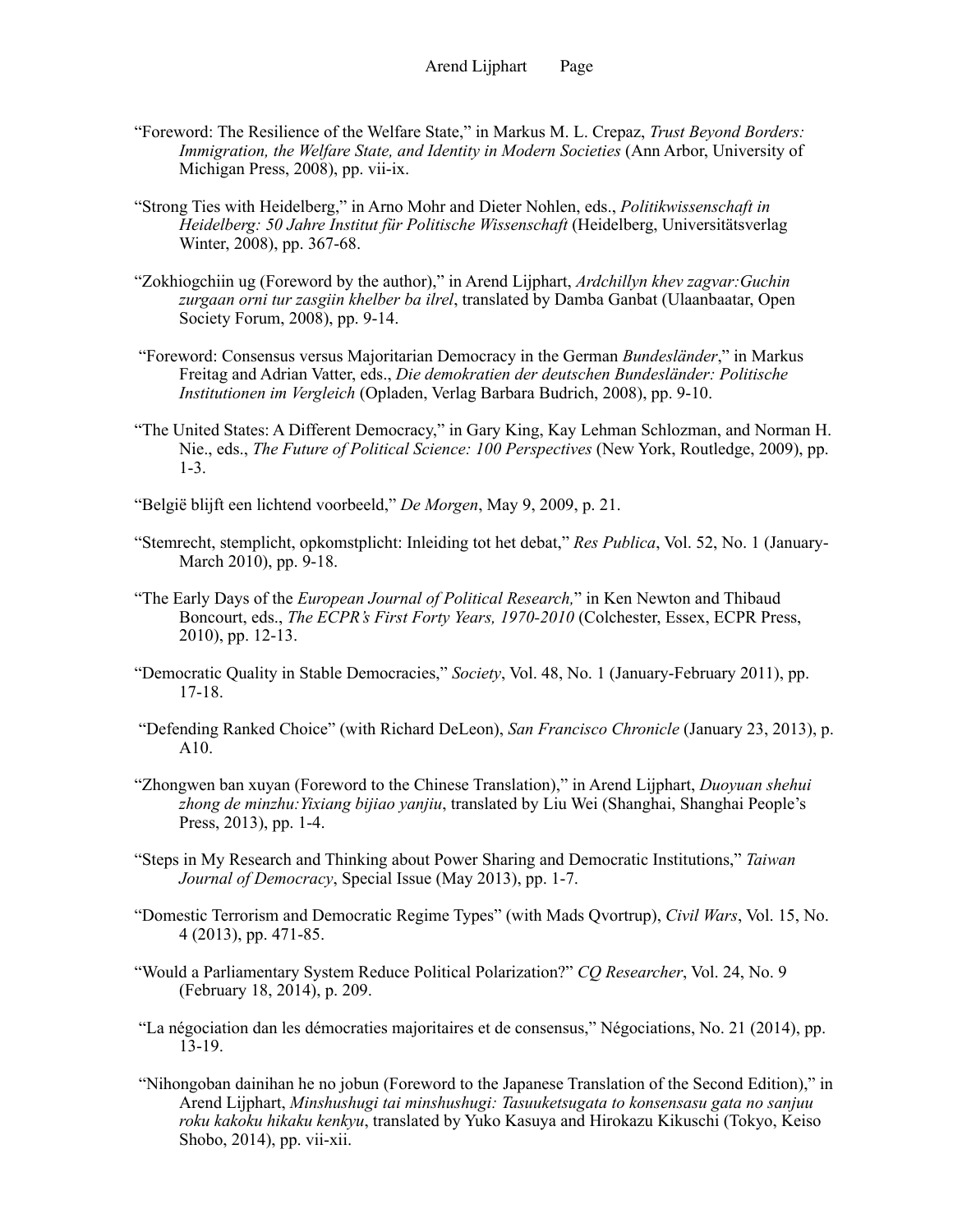“Foreword: The Resilience of the Welfare State,” in Markus M. L. Crepaz, *Trust Beyond Borders: Immigration, the Welfare State, and Identity in Modern Societies* (Ann Arbor, University of Michigan Press, 2008), pp. vii-ix.

“Strong Ties with Heidelberg,” in Arno Mohr and Dieter Nohlen, eds., *Politikwissenschaft in Heidelberg: 50 Jahre Institut für Politische Wissenschaft* (Heidelberg, Universitätsverlag Winter, 2008), pp. 367-68.

“Zokhiogchiin ug (Foreword by the author),” in Arend Lijphart, *Ardchillyn khev zagvar:Guchin zurgaan orni tur zasgiin khelber ba ilrel*, translated by Damba Ganbat (Ulaanbaatar, Open Society Forum, 2008), pp. 9-14.

“Foreword: Consensus versus Majoritarian Democracy in the German *Bundesländer*,” in Markus Freitag and Adrian Vatter, eds., *Die demokratien der deutschen Bundesländer: Politische Institutionen im Vergleich* (Opladen, Verlag Barbara Budrich, 2008), pp. 9-10.

“The United States: A Different Democracy,” in Gary King, Kay Lehman Schlozman, and Norman H. Nie., eds., *The Future of Political Science: 100 Perspectives* (New York, Routledge, 2009), pp. 1-3.

“België blijft een lichtend voorbeeld,” *De Morgen*, May 9, 2009, p. 21.

“Stemrecht, stemplicht, opkomstplicht: Inleiding tot het debat,” *Res Publica*, Vol. 52, No. 1 (January-March 2010), pp. 9-18.

“The Early Days of the *European Journal of Political Research,*” in Ken Newton and Thibaud Boncourt, eds., *The ECPR's First Forty Years, 1970-2010* (Colchester, Essex, ECPR Press, 2010), pp. 12-13.

“Democratic Quality in Stable Democracies,” *Society*, Vol. 48, No. 1 (January-February 2011), pp. 17-18.

“Defending Ranked Choice” (with Richard DeLeon), *San Francisco Chronicle* (January 23, 2013), p. A10.

“Zhongwen ban xuyan (Foreword to the Chinese Translation),” in Arend Lijphart, *Duoyuan shehui zhong de minzhu:Yixiang bijiao yanjiu*, translated by Liu Wei (Shanghai, Shanghai People's Press, 2013), pp. 1-4.

“Steps in My Research and Thinking about Power Sharing and Democratic Institutions,” *Taiwan Journal of Democracy*, Special Issue (May 2013), pp. 1-7.

“Domestic Terrorism and Democratic Regime Types” (with Mads Qvortrup), *Civil Wars*, Vol. 15, No. 4 (2013), pp. 471-85.

“Would a Parliamentary System Reduce Political Polarization?” *CQ Researcher*, Vol. 24, No. 9 (February 18, 2014), p. 209.

“La négociation dan les démocraties majoritaires et de consensus,” Négociations, No. 21 (2014), pp. 13-19.

“Nihongoban dainihan he no jobun (Foreword to the Japanese Translation of the Second Edition),” in Arend Lijphart, *Minshushugi tai minshushugi: Tasuuketsugata to konsensasu gata no sanjuu roku kakoku hikaku kenkyu*, translated by Yuko Kasuya and Hirokazu Kikuschi (Tokyo, Keiso Shobo, 2014), pp. vii-xii.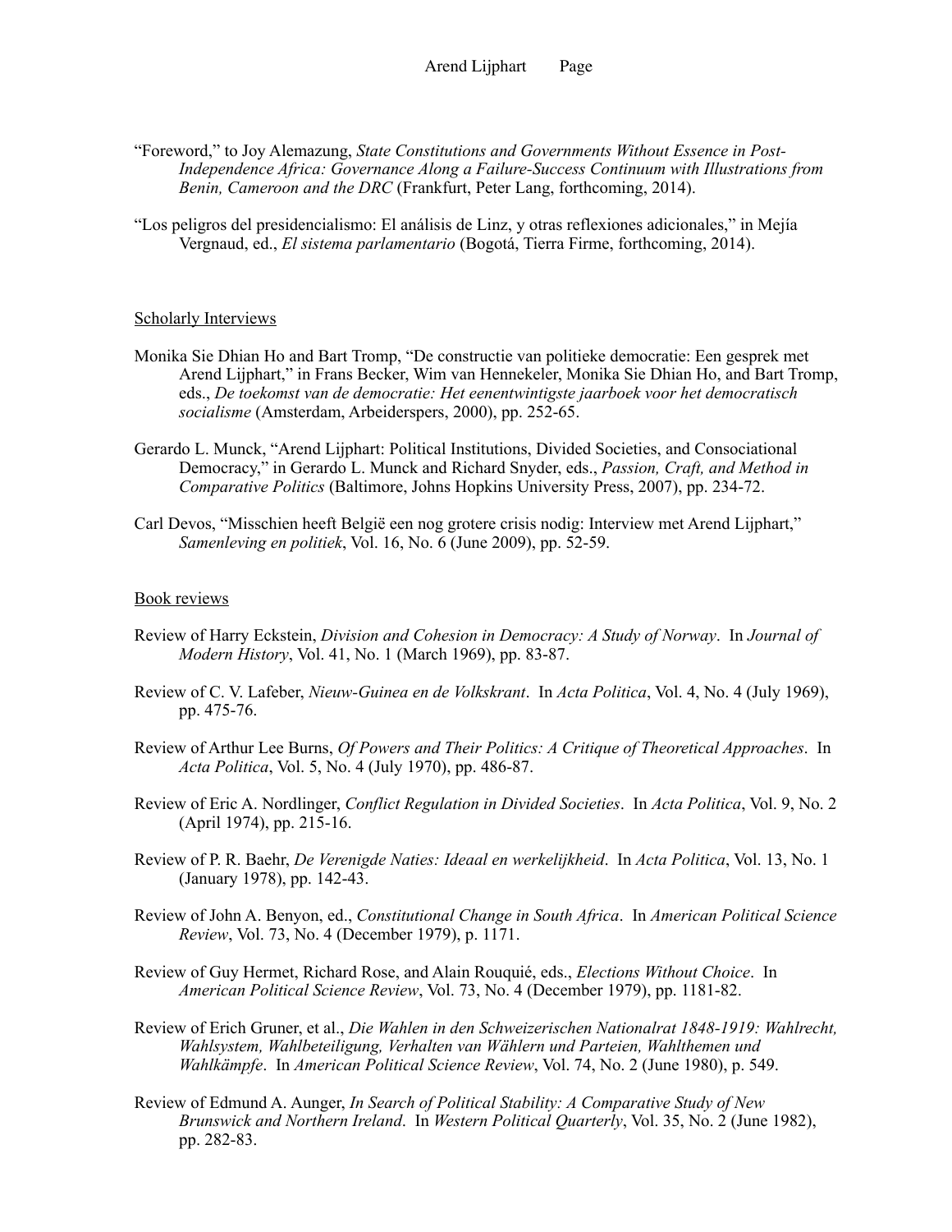“Foreword,” to Joy Alemazung, *State Constitutions and Governments Without Essence in Post-Independence Africa: Governance Along a Failure-Success Continuum with Illustrations from Benin, Cameroon and the DRC* (Frankfurt, Peter Lang, forthcoming, 2014).

“Los peligros del presidencialismo: El análisis de Linz, y otras reflexiones adicionales,” in Mejía Vergnaud, ed., *El sistema parlamentario* (Bogotá, Tierra Firme, forthcoming, 2014).

## Scholarly Interviews

Monika Sie Dhian Ho and Bart Tromp, “De constructie van politieke democratie: Een gesprek met Arend Lijphart,” in Frans Becker, Wim van Hennekeler, Monika Sie Dhian Ho, and Bart Tromp, eds., *De toekomst van de democratie: Het eenentwintigste jaarboek voor het democratisch socialisme* (Amsterdam, Arbeiderspers, 2000), pp. 252-65.

Gerardo L. Munck, “Arend Lijphart: Political Institutions, Divided Societies, and Consociational Democracy,” in Gerardo L. Munck and Richard Snyder, eds., *Passion, Craft, and Method in Comparative Politics* (Baltimore, Johns Hopkins University Press, 2007), pp. 234-72.

Carl Devos, “Misschien heeft België een nog grotere crisis nodig: Interview met Arend Lijphart,” *Samenleving en politiek*, Vol. 16, No. 6 (June 2009), pp. 52-59.

## Book reviews

Review of Harry Eckstein, *Division and Cohesion in Democracy: A Study of Norway*. In *Journal of Modern History*, Vol. 41, No. 1 (March 1969), pp. 83-87.

Review of C. V. Lafeber, *Nieuw-Guinea en de Volkskrant*. In *Acta Politica*, Vol. 4, No. 4 (July 1969), pp. 475-76.

Review of Arthur Lee Burns, *Of Powers and Their Politics: A Critique of Theoretical Approaches*. In *Acta Politica*, Vol. 5, No. 4 (July 1970), pp. 486-87.

Review of Eric A. Nordlinger, *Conflict Regulation in Divided Societies*. In *Acta Politica*, Vol. 9, No. 2 (April 1974), pp. 215-16.

Review of P. R. Baehr, *De Verenigde Naties: Ideaal en werkelijkheid*. In *Acta Politica*, Vol. 13, No. 1 (January 1978), pp. 142-43.

Review of John A. Benyon, ed., *Constitutional Change in South Africa*. In *American Political Science Review*, Vol. 73, No. 4 (December 1979), p. 1171.

Review of Guy Hermet, Richard Rose, and Alain Rouquié, eds., *Elections Without Choice*. In *American Political Science Review*, Vol. 73, No. 4 (December 1979), pp. 1181-82.

Review of Erich Gruner, et al., *Die Wahlen in den Schweizerischen Nationalrat 1848-1919: Wahlrecht, Wahlsystem, Wahlbeteiligung, Verhalten van Wählern und Parteien, Wahlthemen und Wahlkämpfe*. In *American Political Science Review*, Vol. 74, No. 2 (June 1980), p. 549.

Review of Edmund A. Aunger, *In Search of Political Stability: A Comparative Study of New Brunswick and Northern Ireland*. In *Western Political Quarterly*, Vol. 35, No. 2 (June 1982), pp. 282-83.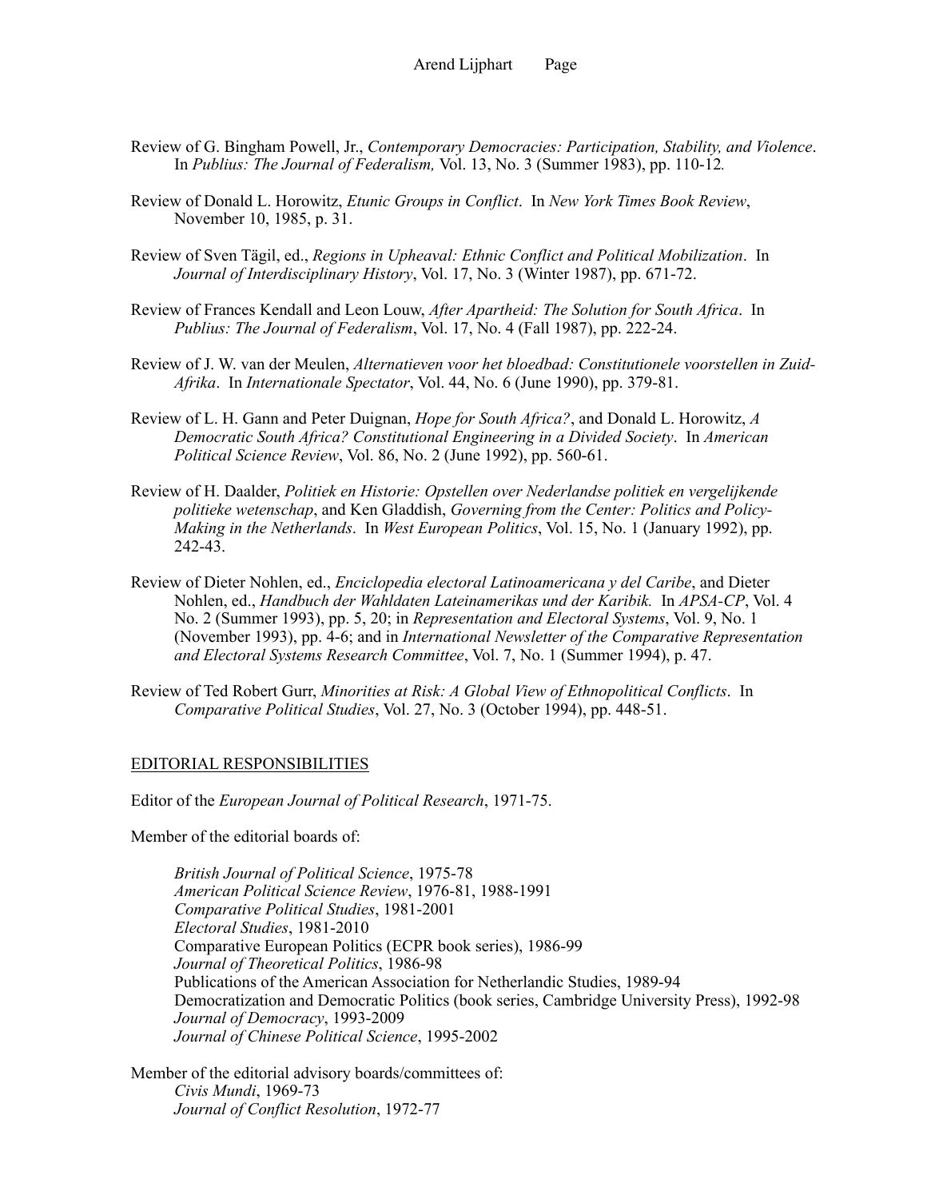Review of G. Bingham Powell, Jr., *Contemporary Democracies: Participation, Stability, and Violence*. In *Publius: The Journal of Federalism,* Vol. 13, No. 3 (Summer 1983), pp. 110-12.

Review of Donald L. Horowitz, *Etunic Groups in Conflict*. In *New York Times Book Review*, November 10, 1985, p. 31.

Review of Sven Tägil, ed., *Regions in Upheaval: Ethnic Conflict and Political Mobilization*. In *Journal of Interdisciplinary History*, Vol. 17, No. 3 (Winter 1987), pp. 671-72.

Review of Frances Kendall and Leon Louw, *After Apartheid: The Solution for South Africa*. In *Publius: The Journal of Federalism*, Vol. 17, No. 4 (Fall 1987), pp. 222-24.

Review of J. W. van der Meulen, *Alternatieven voor het bloedbad: Constitutionele voorstellen in Zuid-Afrika*. In *Internationale Spectator*, Vol. 44, No. 6 (June 1990), pp. 379-81.

Review of L. H. Gann and Peter Duignan, *Hope for South Africa?*, and Donald L. Horowitz, *A Democratic South Africa? Constitutional Engineering in a Divided Society*. In *American Political Science Review*, Vol. 86, No. 2 (June 1992), pp. 560-61.

Review of H. Daalder, *Politiek en Historie: Opstellen over Nederlandse politiek en vergelijkende politieke wetenschap*, and Ken Gladdish, *Governing from the Center: Politics and Policy-Making in the Netherlands*. In *West European Politics*, Vol. 15, No. 1 (January 1992), pp. 242-43.

Review of Dieter Nohlen, ed., *Enciclopedia electoral Latinoamericana y del Caribe*, and Dieter Nohlen, ed., *Handbuch der Wahldaten Lateinamerikas und der Karibik.* In *APSA-CP*, Vol. 4 No. 2 (Summer 1993), pp. 5, 20; in *Representation and Electoral Systems*, Vol. 9, No. 1 (November 1993), pp. 4-6; and in *International Newsletter of the Comparative Representation and Electoral Systems Research Committee*, Vol. 7, No. 1 (Summer 1994), p. 47.

Review of Ted Robert Gurr, *Minorities at Risk: A Global View of Ethnopolitical Conflicts*. In *Comparative Political Studies*, Vol. 27, No. 3 (October 1994), pp. 448-51.

## EDITORIAL RESPONSIBILITIES

Editor of the *European Journal of Political Research*, 1971-75.

Member of the editorial boards of:

*British Journal of Political Science*, 1975-78
*American Political Science Review*, 1976-81, 1988-1991
*Comparative Political Studies*, 1981-2001
*Electoral Studies*, 1981-2010
Comparative European Politics (ECPR book series), 1986-99
*Journal of Theoretical Politics*, 1986-98
Publications of the American Association for Netherlandic Studies, 1989-94
Democratization and Democratic Politics (book series, Cambridge University Press), 1992-98
*Journal of Democracy*, 1993-2009
*Journal of Chinese Political Science*, 1995-2002

Member of the editorial advisory boards/committees of:
*Civis Mundi*, 1969-73
*Journal of Conflict Resolution*, 1972-77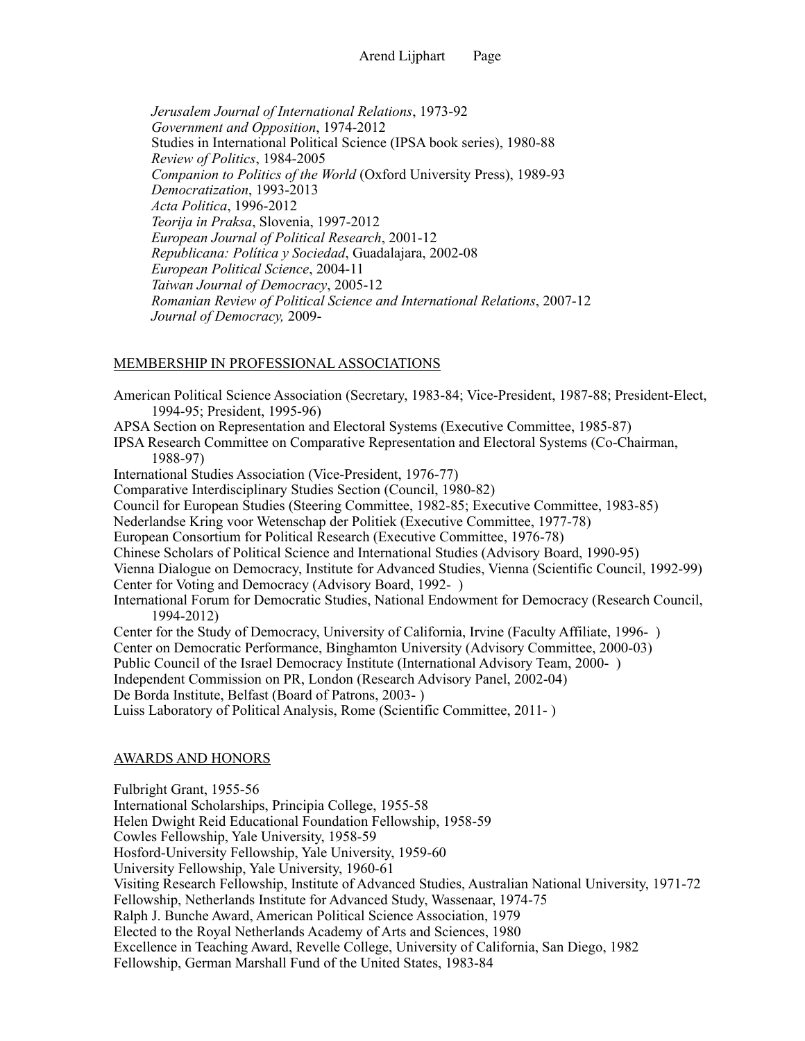*Jerusalem Journal of International Relations*, 1973-92
*Government and Opposition*, 1974-2012
Studies in International Political Science (IPSA book series), 1980-88
*Review of Politics*, 1984-2005
*Companion to Politics of the World* (Oxford University Press), 1989-93
*Democratization*, 1993-2013
*Acta Politica*, 1996-2012
*Teorija in Praksa*, Slovenia, 1997-2012
*European Journal of Political Research*, 2001-12
*Republicana: Política y Sociedad*, Guadalajara, 2002-08
*European Political Science*, 2004-11
*Taiwan Journal of Democracy*, 2005-12
*Romanian Review of Political Science and International Relations*, 2007-12
*Journal of Democracy,* 2009-

## MEMBERSHIP IN PROFESSIONAL ASSOCIATIONS

American Political Science Association (Secretary, 1983-84; Vice-President, 1987-88; President-Elect, 1994-95; President, 1995-96)
APSA Section on Representation and Electoral Systems (Executive Committee, 1985-87)
IPSA Research Committee on Comparative Representation and Electoral Systems (Co-Chairman, 1988-97)
International Studies Association (Vice-President, 1976-77)
Comparative Interdisciplinary Studies Section (Council, 1980-82)
Council for European Studies (Steering Committee, 1982-85; Executive Committee, 1983-85)
Nederlandse Kring voor Wetenschap der Politiek (Executive Committee, 1977-78)
European Consortium for Political Research (Executive Committee, 1976-78)
Chinese Scholars of Political Science and International Studies (Advisory Board, 1990-95)
Vienna Dialogue on Democracy, Institute for Advanced Studies, Vienna (Scientific Council, 1992-99)
Center for Voting and Democracy (Advisory Board, 1992- )
International Forum for Democratic Studies, National Endowment for Democracy (Research Council, 1994-2012)
Center for the Study of Democracy, University of California, Irvine (Faculty Affiliate, 1996- )
Center on Democratic Performance, Binghamton University (Advisory Committee, 2000-03)
Public Council of the Israel Democracy Institute (International Advisory Team, 2000- )
Independent Commission on PR, London (Research Advisory Panel, 2002-04)
De Borda Institute, Belfast (Board of Patrons, 2003- )
Luiss Laboratory of Political Analysis, Rome (Scientific Committee, 2011- )

## AWARDS AND HONORS

Fulbright Grant, 1955-56
International Scholarships, Principia College, 1955-58
Helen Dwight Reid Educational Foundation Fellowship, 1958-59
Cowles Fellowship, Yale University, 1958-59
Hosford-University Fellowship, Yale University, 1959-60
University Fellowship, Yale University, 1960-61
Visiting Research Fellowship, Institute of Advanced Studies, Australian National University, 1971-72
Fellowship, Netherlands Institute for Advanced Study, Wassenaar, 1974-75
Ralph J. Bunche Award, American Political Science Association, 1979
Elected to the Royal Netherlands Academy of Arts and Sciences, 1980
Excellence in Teaching Award, Revelle College, University of California, San Diego, 1982
Fellowship, German Marshall Fund of the United States, 1983-84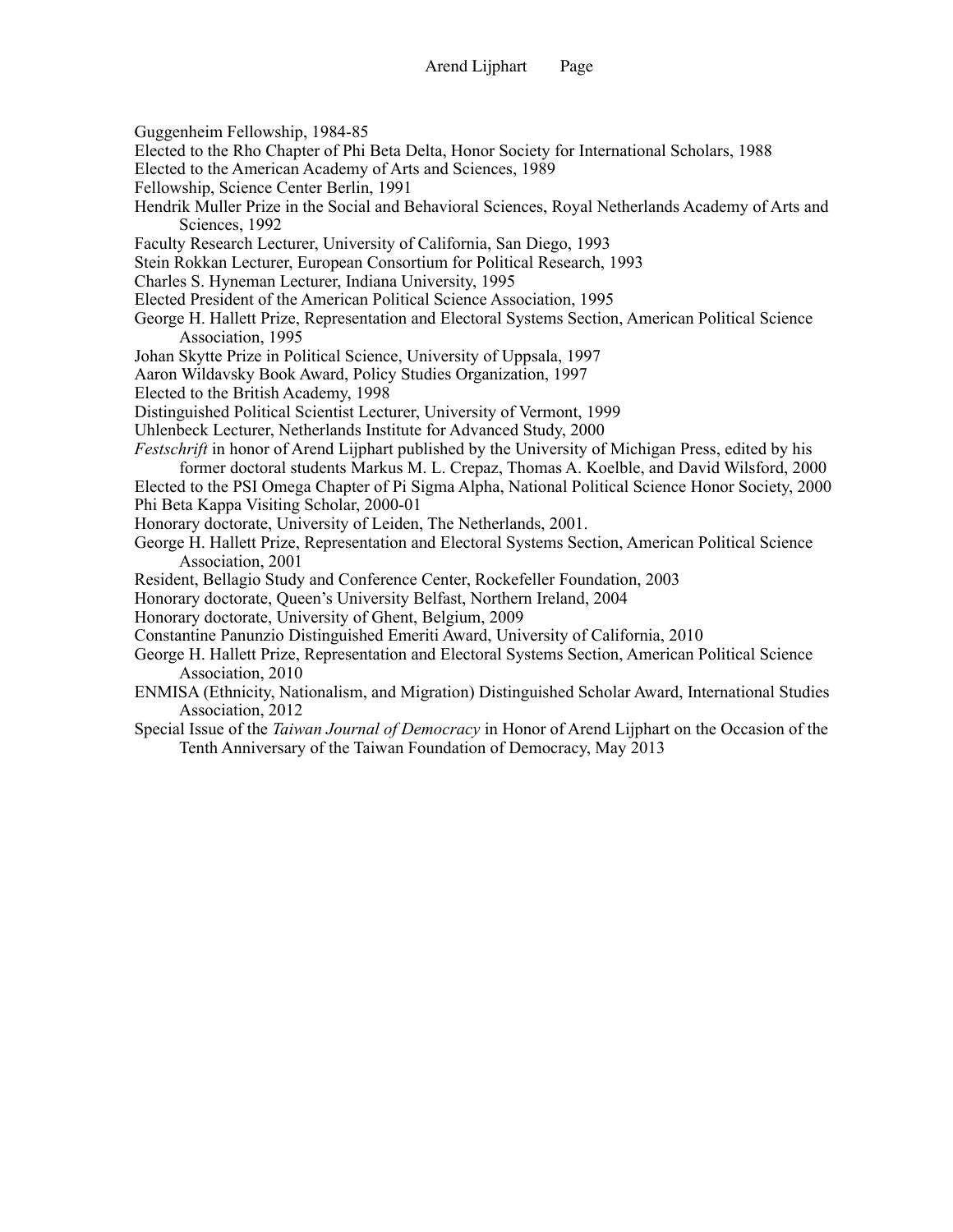Guggenheim Fellowship, 1984-85

Elected to the Rho Chapter of Phi Beta Delta, Honor Society for International Scholars, 1988

Elected to the American Academy of Arts and Sciences, 1989

Fellowship, Science Center Berlin, 1991

Hendrik Muller Prize in the Social and Behavioral Sciences, Royal Netherlands Academy of Arts and Sciences, 1992

Faculty Research Lecturer, University of California, San Diego, 1993

Stein Rokkan Lecturer, European Consortium for Political Research, 1993

Charles S. Hyneman Lecturer, Indiana University, 1995

Elected President of the American Political Science Association, 1995

George H. Hallett Prize, Representation and Electoral Systems Section, American Political Science Association, 1995

Johan Skytte Prize in Political Science, University of Uppsala, 1997

Aaron Wildavsky Book Award, Policy Studies Organization, 1997

Elected to the British Academy, 1998

Distinguished Political Scientist Lecturer, University of Vermont, 1999

Uhlenbeck Lecturer, Netherlands Institute for Advanced Study, 2000

*Festschrift* in honor of Arend Lijphart published by the University of Michigan Press, edited by his former doctoral students Markus M. L. Crepaz, Thomas A. Koelble, and David Wilsford, 2000

Elected to the PSI Omega Chapter of Pi Sigma Alpha, National Political Science Honor Society, 2000

Phi Beta Kappa Visiting Scholar, 2000-01

Honorary doctorate, University of Leiden, The Netherlands, 2001.

George H. Hallett Prize, Representation and Electoral Systems Section, American Political Science Association, 2001

Resident, Bellagio Study and Conference Center, Rockefeller Foundation, 2003

Honorary doctorate, Queen's University Belfast, Northern Ireland, 2004

Honorary doctorate, University of Ghent, Belgium, 2009

Constantine Panunzio Distinguished Emeriti Award, University of California, 2010

George H. Hallett Prize, Representation and Electoral Systems Section, American Political Science Association, 2010

ENMISA (Ethnicity, Nationalism, and Migration) Distinguished Scholar Award, International Studies Association, 2012

Special Issue of the *Taiwan Journal of Democracy* in Honor of Arend Lijphart on the Occasion of the Tenth Anniversary of the Taiwan Foundation of Democracy, May 2013